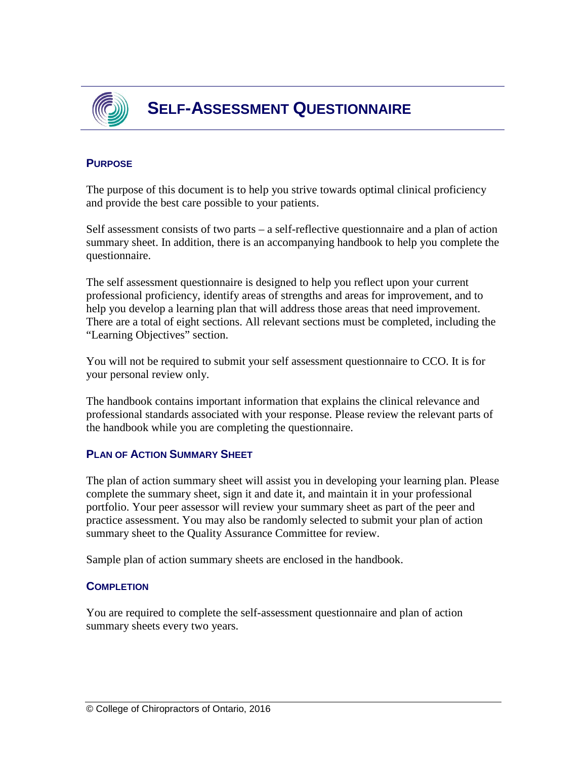# SELF-ASSESSMENT QUESTIONNAIRE

## PURPOSE

The purpose of this document is to help you strive towards optimal clinical proficiency and provide the best care possible to your patients.

Self assessment consists of two parts – a self-reflective questionnaire and a plan of action summary sheet. In addition, there is an accompanying handbook to help you complete the questionnaire.

The self assessment questionnaire is designed to help you reflect upon your current professional proficiency, identify areas of strengths and areas for improvement, and to help you develop a learning plan that will address those areas that need improvement. There are a total of eight sections. All relevant sections must be completed, including the "Learning Objectives" section.

You will not be required to submit your self assessment questionnaire to CCO. It is for your personal review only.

The handbook contains important information that explains the clinical relevance and professional standards associated with your response. Please review the relevant parts of the handbook while you are completing the questionnaire.

## PLAN OF ACTION SUMMARY SHEET

The plan of action summary sheet will assist you in developing your learning plan. Please complete the summary sheet, sign it and date it, and maintain it in your professional portfolio. Your peer assessor will review your summary sheet as part of the peer and practice assessment. You may also be randomly selected to submit your plan of action summary sheet to the Quality Assurance Committee for review.

Sample plan of action summary sheets are enclosed in the handbook.

## COMPLETION

You are required to complete the self-assessment questionnaire and plan of action summary sheets every two years.

© College of Chiropractors of Ontario, 2016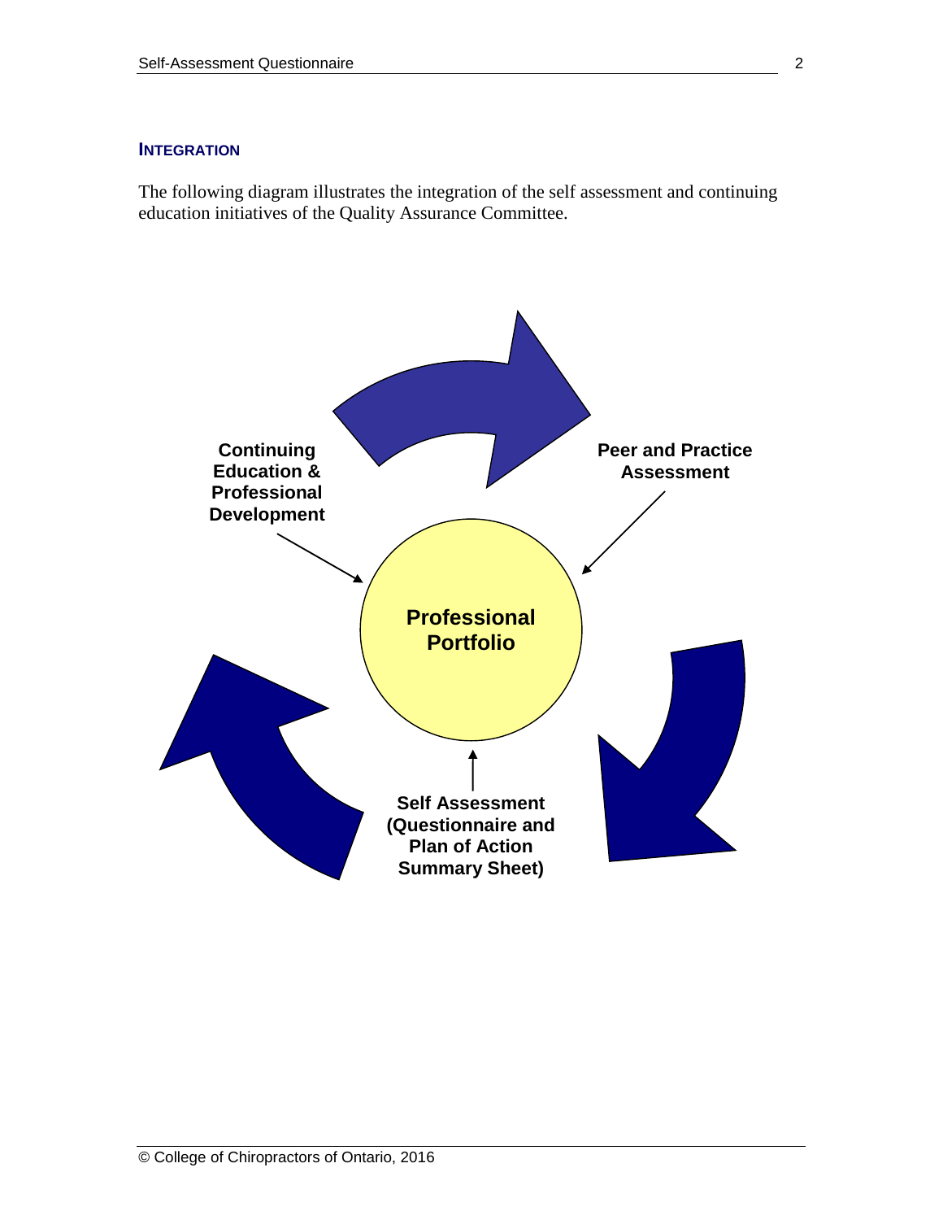## INTEGRATION

The following diagram illustrates the integration of the self assessment and continuing education initiatives of the Quality Assurance Committee.

**Continuing Education & Professional Development**

**Peer and Practice Assessment**

**Professional Portfolio**

**Self Assessment (Questionnaire and Plan of Action Summary Sheet)**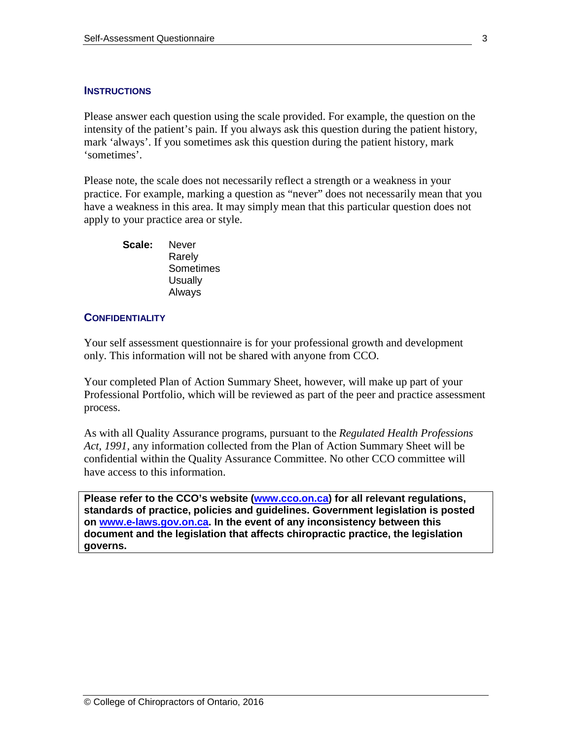## Instructions

Please answer each question using the scale provided. For example, the question on the intensity of the patient's pain. If you always ask this question during the patient history, mark 'always'. If you sometimes ask this question during the patient history, mark 'sometimes'.

Please note, the scale does not necessarily reflect a strength or a weakness in your practice. For example, marking a question as "never" does not necessarily mean that you have a weakness in this area. It may simply mean that this particular question does not apply to your practice area or style.

**Scale:**
- Never
- Rarely
- Sometimes
- Usually
- Always

## Confidentiality

Your self assessment questionnaire is for your professional growth and development only. This information will not be shared with anyone from CCO.

Your completed Plan of Action Summary Sheet, however, will make up part of your Professional Portfolio, which will be reviewed as part of the peer and practice assessment process.

As with all Quality Assurance programs, pursuant to the *Regulated Health Professions Act, 1991*, any information collected from the Plan of Action Summary Sheet will be confidential within the Quality Assurance Committee. No other CCO committee will have access to this information.

**Please refer to the CCO's website ([www.cco.on.ca](http://www.cco.on.ca)) for all relevant regulations, standards of practice, policies and guidelines. Government legislation is posted on [www.e-laws.gov.on.ca](http://www.e-laws.gov.on.ca). In the event of any inconsistency between this document and the legislation that affects chiropractic practice, the legislation governs.**

© College of Chiropractors of Ontario, 2016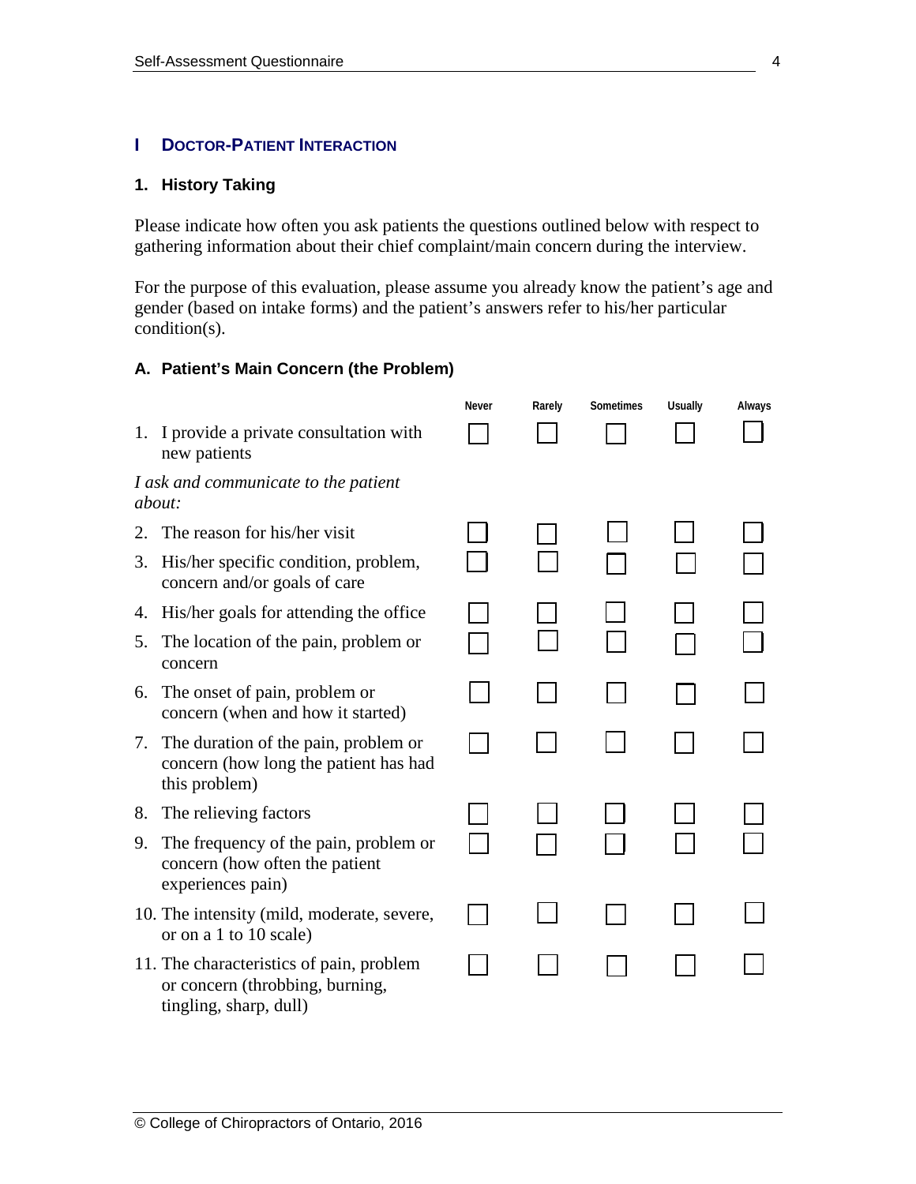## I DOCTOR-PATIENT INTERACTION

### 1. History Taking

Please indicate how often you ask patients the questions outlined below with respect to gathering information about their chief complaint/main concern during the interview.

For the purpose of this evaluation, please assume you already know the patient's age and gender (based on intake forms) and the patient's answers refer to his/her particular condition(s).

#### A. Patient's Main Concern (the Problem)

| | Never | Rarely | Sometimes | Usually | Always |
|---|---|---|---|---|---|
| 1. I provide a private consultation with new patients | ☐ | ☐ | ☐ | ☐ | ☐ |
| *I ask and communicate to the patient about:* | | | | | |
| 2. The reason for his/her visit | ☐ | ☐ | ☐ | ☐ | ☐ |
| 3. His/her specific condition, problem, concern and/or goals of care | ☐ | ☐ | ☐ | ☐ | ☐ |
| 4. His/her goals for attending the office | ☐ | ☐ | ☐ | ☐ | ☐ |
| 5. The location of the pain, problem or concern | ☐ | ☐ | ☐ | ☐ | ☐ |
| 6. The onset of pain, problem or concern (when and how it started) | ☐ | ☐ | ☐ | ☐ | ☐ |
| 7. The duration of the pain, problem or concern (how long the patient has had this problem) | ☐ | ☐ | ☐ | ☐ | ☐ |
| 8. The relieving factors | ☐ | ☐ | ☐ | ☐ | ☐ |
| 9. The frequency of the pain, problem or concern (how often the patient experiences pain) | ☐ | ☐ | ☐ | ☐ | ☐ |
| 10. The intensity (mild, moderate, severe, or on a 1 to 10 scale) | ☐ | ☐ | ☐ | ☐ | ☐ |
| 11. The characteristics of pain, problem or concern (throbbing, burning, tingling, sharp, dull) | ☐ | ☐ | ☐ | ☐ | ☐ |

© College of Chiropractors of Ontario, 2016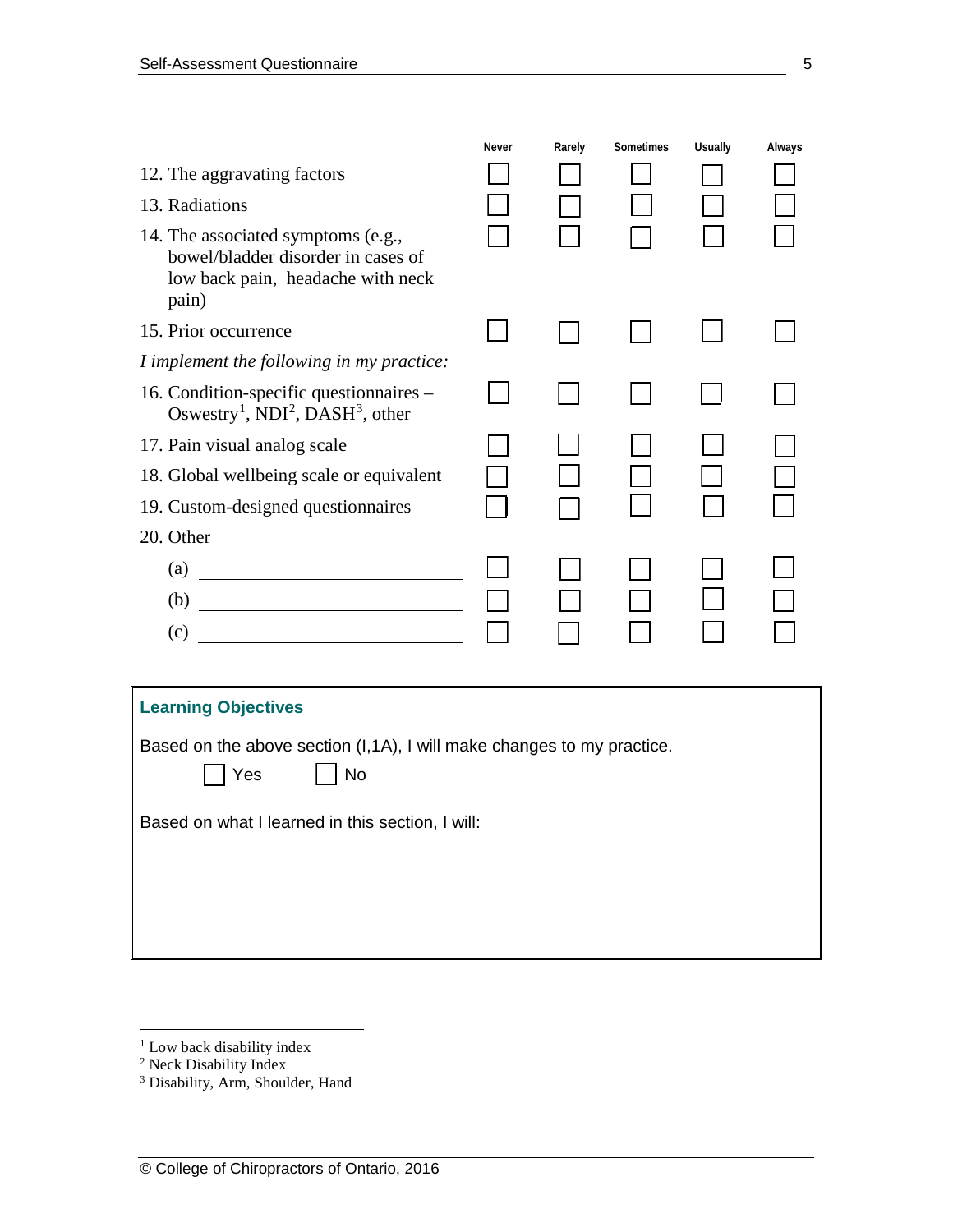| | Never | Rarely | Sometimes | Usually | Always |
|---|---|---|---|---|---|
| 12. The aggravating factors | ☐ | ☐ | ☐ | ☐ | ☐ |
| 13. Radiations | ☐ | ☐ | ☐ | ☐ | ☐ |
| 14. The associated symptoms (e.g., bowel/bladder disorder in cases of low back pain, headache with neck pain) | ☐ | ☐ | ☐ | ☐ | ☐ |
| 15. Prior occurrence | ☐ | ☐ | ☐ | ☐ | ☐ |
| *I implement the following in my practice:* | | | | | |
| 16. Condition-specific questionnaires – Oswestry[1], NDI[2], DASH[3], other | ☐ | ☐ | ☐ | ☐ | ☐ |
| 17. Pain visual analog scale | ☐ | ☐ | ☐ | ☐ | ☐ |
| 18. Global wellbeing scale or equivalent | ☐ | ☐ | ☐ | ☐ | ☐ |
| 19. Custom-designed questionnaires | ☐ | ☐ | ☐ | ☐ | ☐ |
| 20. Other | | | | | |
| (a) ______________________ | ☐ | ☐ | ☐ | ☐ | ☐ |
| (b) ______________________ | ☐ | ☐ | ☐ | ☐ | ☐ |
| (c) ______________________ | ☐ | ☐ | ☐ | ☐ | ☐ |

**Learning Objectives**

Based on the above section (I,1A), I will make changes to my practice.

☐ Yes ☐ No

Based on what I learned in this section, I will:

---

[1] Low back disability index

[2] Neck Disability Index

[3] Disability, Arm, Shoulder, Hand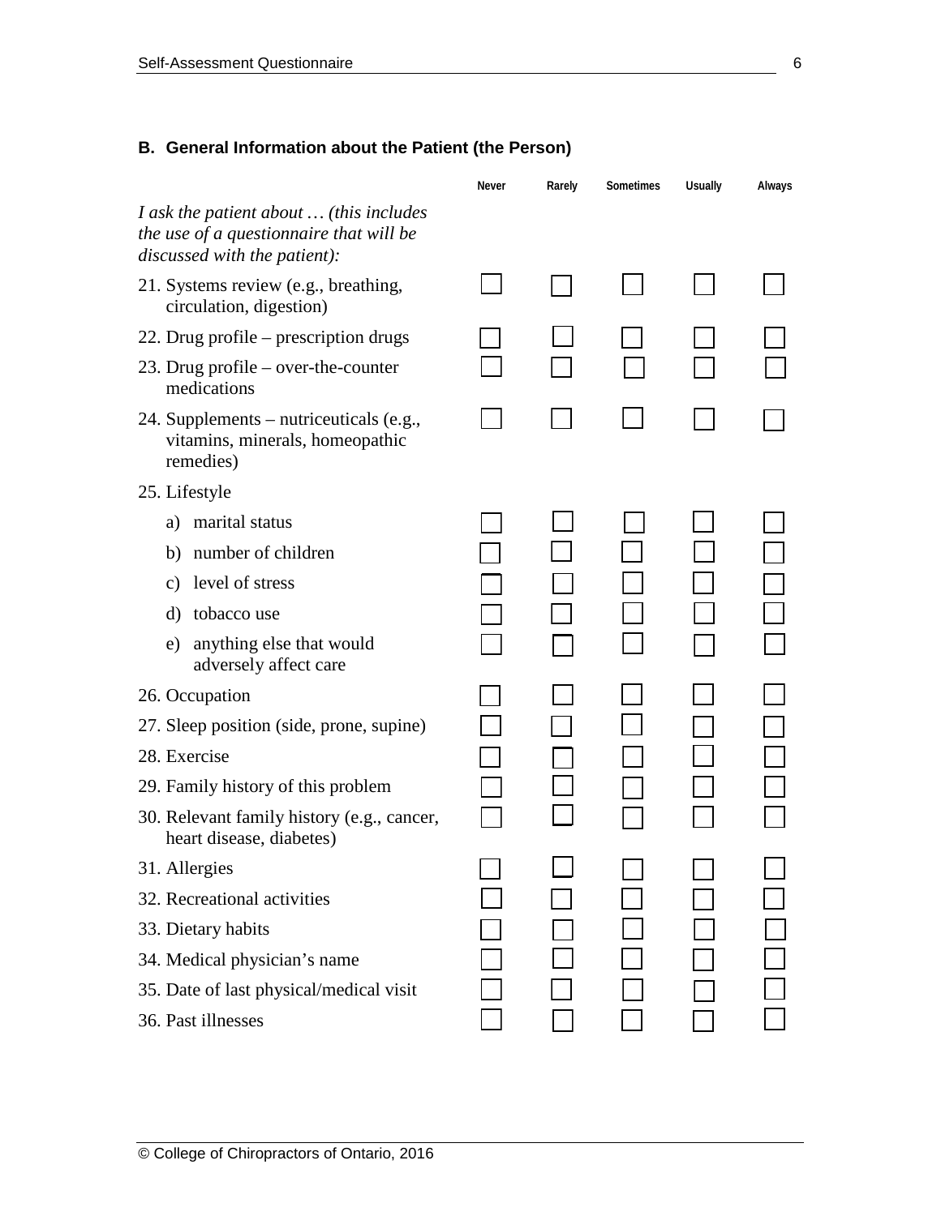## B. General Information about the Patient (the Person)

| | Never | Rarely | Sometimes | Usually | Always |
|---|---|---|---|---|---|
| *I ask the patient about … (this includes the use of a questionnaire that will be discussed with the patient):* | | | | | |
| 21. Systems review (e.g., breathing, circulation, digestion) | ☐ | ☐ | ☐ | ☐ | ☐ |
| 22. Drug profile – prescription drugs | ☐ | ☐ | ☐ | ☐ | ☐ |
| 23. Drug profile – over-the-counter medications | ☐ | ☐ | ☐ | ☐ | ☐ |
| 24. Supplements – nutriceuticals (e.g., vitamins, minerals, homeopathic remedies) | ☐ | ☐ | ☐ | ☐ | ☐ |
| 25. Lifestyle | | | | | |
| a) marital status | ☐ | ☐ | ☐ | ☐ | ☐ |
| b) number of children | ☐ | ☐ | ☐ | ☐ | ☐ |
| c) level of stress | ☐ | ☐ | ☐ | ☐ | ☐ |
| d) tobacco use | ☐ | ☐ | ☐ | ☐ | ☐ |
| e) anything else that would adversely affect care | ☐ | ☐ | ☐ | ☐ | ☐ |
| 26. Occupation | ☐ | ☐ | ☐ | ☐ | ☐ |
| 27. Sleep position (side, prone, supine) | ☐ | ☐ | ☐ | ☐ | ☐ |
| 28. Exercise | ☐ | ☐ | ☐ | ☐ | ☐ |
| 29. Family history of this problem | ☐ | ☐ | ☐ | ☐ | ☐ |
| 30. Relevant family history (e.g., cancer, heart disease, diabetes) | ☐ | ☐ | ☐ | ☐ | ☐ |
| 31. Allergies | ☐ | ☐ | ☐ | ☐ | ☐ |
| 32. Recreational activities | ☐ | ☐ | ☐ | ☐ | ☐ |
| 33. Dietary habits | ☐ | ☐ | ☐ | ☐ | ☐ |
| 34. Medical physician's name | ☐ | ☐ | ☐ | ☐ | ☐ |
| 35. Date of last physical/medical visit | ☐ | ☐ | ☐ | ☐ | ☐ |
| 36. Past illnesses | ☐ | ☐ | ☐ | ☐ | ☐ |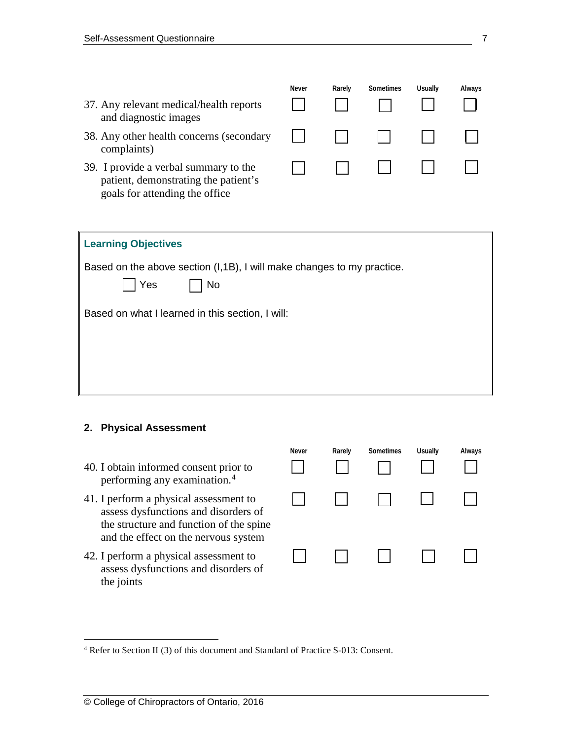| | Never | Rarely | Sometimes | Usually | Always |
|---|---|---|---|---|---|
| 37. Any relevant medical/health reports and diagnostic images | ☐ | ☐ | ☐ | ☐ | ☐ |
| 38. Any other health concerns (secondary complaints) | ☐ | ☐ | ☐ | ☐ | ☐ |
| 39. I provide a verbal summary to the patient, demonstrating the patient's goals for attending the office | ☐ | ☐ | ☐ | ☐ | ☐ |

**Learning Objectives**

Based on the above section (I,1B), I will make changes to my practice.

☐ Yes ☐ No

Based on what I learned in this section, I will:

## 2. Physical Assessment

| | Never | Rarely | Sometimes | Usually | Always |
|---|---|---|---|---|---|
| 40. I obtain informed consent prior to performing any examination.[4] | ☐ | ☐ | ☐ | ☐ | ☐ |
| 41. I perform a physical assessment to assess dysfunctions and disorders of the structure and function of the spine and the effect on the nervous system | ☐ | ☐ | ☐ | ☐ | ☐ |
| 42. I perform a physical assessment to assess dysfunctions and disorders of the joints | ☐ | ☐ | ☐ | ☐ | ☐ |

[4] Refer to Section II (3) of this document and Standard of Practice S-013: Consent.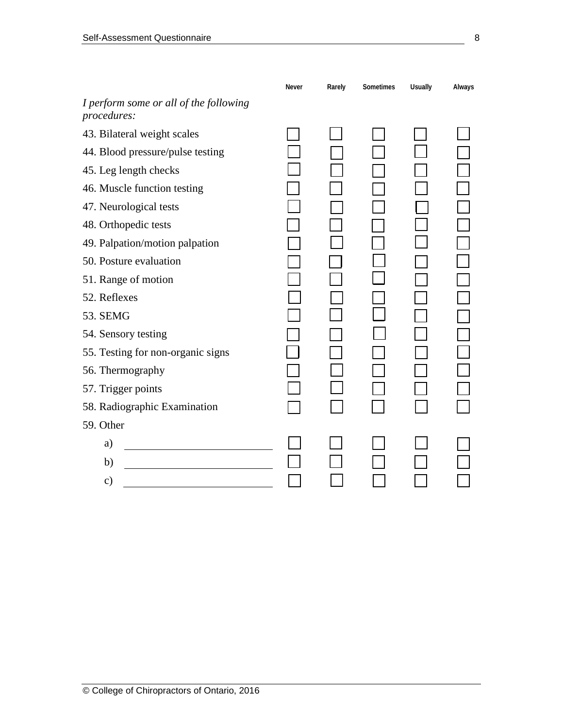| | Never | Rarely | Sometimes | Usually | Always |
|---|---|---|---|---|---|
| *I perform some or all of the following procedures:* | | | | | |
| 43. Bilateral weight scales | ☐ | ☐ | ☐ | ☐ | ☐ |
| 44. Blood pressure/pulse testing | ☐ | ☐ | ☐ | ☐ | ☐ |
| 45. Leg length checks | ☐ | ☐ | ☐ | ☐ | ☐ |
| 46. Muscle function testing | ☐ | ☐ | ☐ | ☐ | ☐ |
| 47. Neurological tests | ☐ | ☐ | ☐ | ☐ | ☐ |
| 48. Orthopedic tests | ☐ | ☐ | ☐ | ☐ | ☐ |
| 49. Palpation/motion palpation | ☐ | ☐ | ☐ | ☐ | ☐ |
| 50. Posture evaluation | ☐ | ☐ | ☐ | ☐ | ☐ |
| 51. Range of motion | ☐ | ☐ | ☐ | ☐ | ☐ |
| 52. Reflexes | ☐ | ☐ | ☐ | ☐ | ☐ |
| 53. SEMG | ☐ | ☐ | ☐ | ☐ | ☐ |
| 54. Sensory testing | ☐ | ☐ | ☐ | ☐ | ☐ |
| 55. Testing for non-organic signs | ☐ | ☐ | ☐ | ☐ | ☐ |
| 56. Thermography | ☐ | ☐ | ☐ | ☐ | ☐ |
| 57. Trigger points | ☐ | ☐ | ☐ | ☐ | ☐ |
| 58. Radiographic Examination | ☐ | ☐ | ☐ | ☐ | ☐ |
| 59. Other | | | | | |
| a) ______________________ | ☐ | ☐ | ☐ | ☐ | ☐ |
| b) ______________________ | ☐ | ☐ | ☐ | ☐ | ☐ |
| c) ______________________ | ☐ | ☐ | ☐ | ☐ | ☐ |

© College of Chiropractors of Ontario, 2016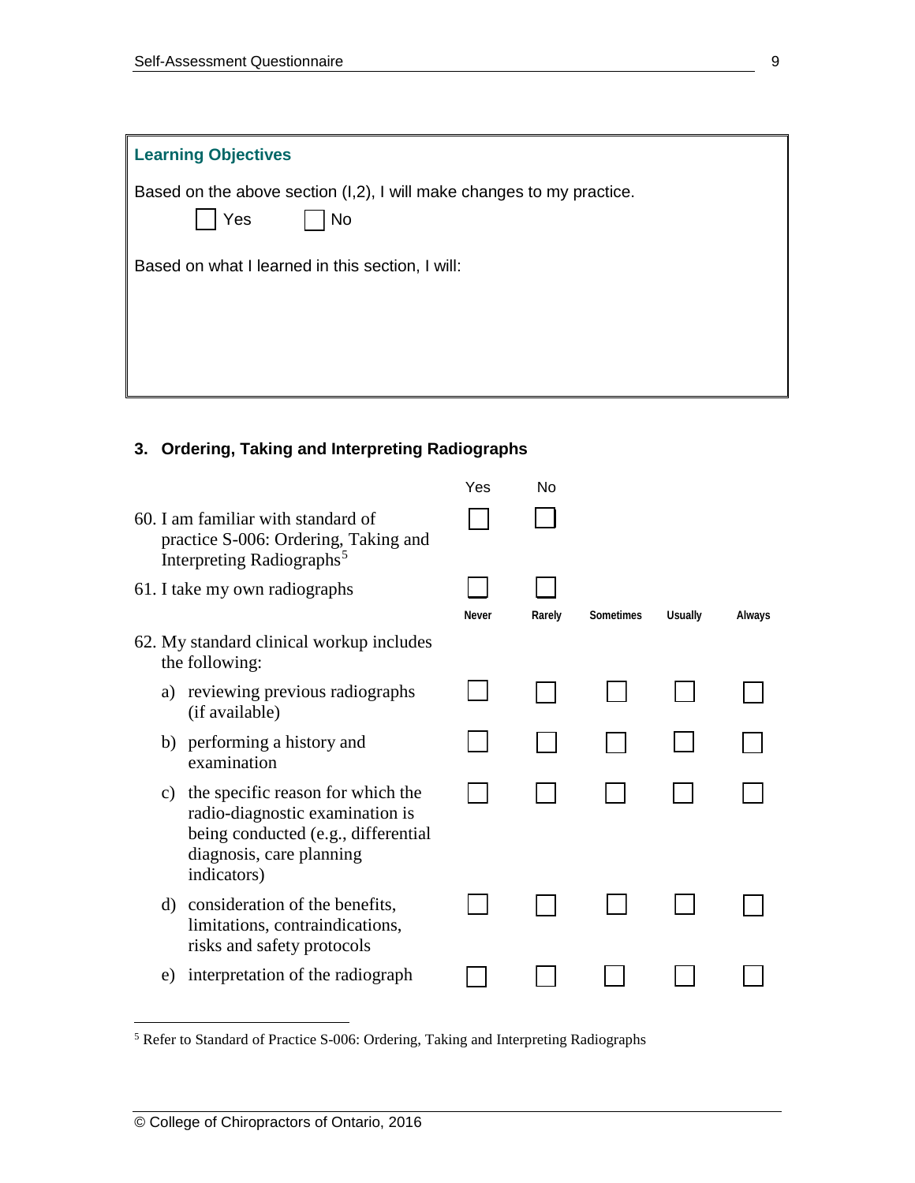**Learning Objectives**

Based on the above section (I,2), I will make changes to my practice.

☐ Yes ☐ No

Based on what I learned in this section, I will:

### 3. Ordering, Taking and Interpreting Radiographs

| | Yes | No | | | |
|---|---|---|---|---|---|
| 60. I am familiar with standard of practice S-006: Ordering, Taking and Interpreting Radiographs[5] | ☐ | ☐ | | | |
| 61. I take my own radiographs | ☐ | ☐ | | | |

| | Never | Rarely | Sometimes | Usually | Always |
|---|---|---|---|---|---|
| 62. My standard clinical workup includes the following: | | | | | |
| a) reviewing previous radiographs (if available) | ☐ | ☐ | ☐ | ☐ | ☐ |
| b) performing a history and examination | ☐ | ☐ | ☐ | ☐ | ☐ |
| c) the specific reason for which the radio-diagnostic examination is being conducted (e.g., differential diagnosis, care planning indicators) | ☐ | ☐ | ☐ | ☐ | ☐ |
| d) consideration of the benefits, limitations, contraindications, risks and safety protocols | ☐ | ☐ | ☐ | ☐ | ☐ |
| e) interpretation of the radiograph | ☐ | ☐ | ☐ | ☐ | ☐ |

[5] Refer to Standard of Practice S-006: Ordering, Taking and Interpreting Radiographs

© College of Chiropractors of Ontario, 2016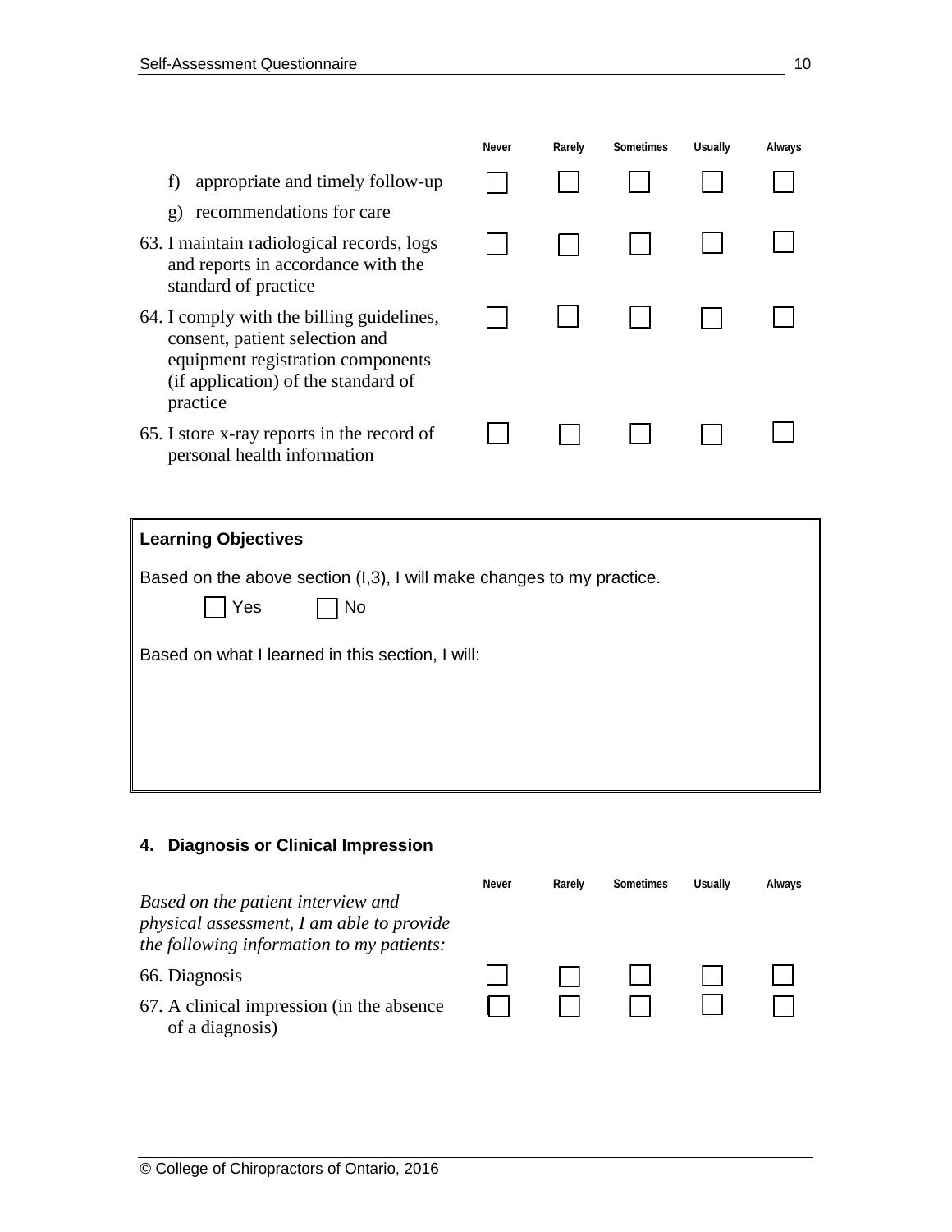| | Never | Rarely | Sometimes | Usually | Always |
|---|---|---|---|---|---|
| f) appropriate and timely follow-up | ☐ | ☐ | ☐ | ☐ | ☐ |
| g) recommendations for care | | | | | |
| 63. I maintain radiological records, logs and reports in accordance with the standard of practice | ☐ | ☐ | ☐ | ☐ | ☐ |
| 64. I comply with the billing guidelines, consent, patient selection and equipment registration components (if application) of the standard of practice | ☐ | ☐ | ☐ | ☐ | ☐ |
| 65. I store x-ray reports in the record of personal health information | ☐ | ☐ | ☐ | ☐ | ☐ |

**Learning Objectives**

Based on the above section (I,3), I will make changes to my practice.

☐ Yes ☐ No

Based on what I learned in this section, I will:

## 4. Diagnosis or Clinical Impression

| *Based on the patient interview and physical assessment, I am able to provide the following information to my patients:* | Never | Rarely | Sometimes | Usually | Always |
|---|---|---|---|---|---|
| 66. Diagnosis | ☐ | ☐ | ☐ | ☐ | ☐ |
| 67. A clinical impression (in the absence of a diagnosis) | ☐ | ☐ | ☐ | ☐ | ☐ |

© College of Chiropractors of Ontario, 2016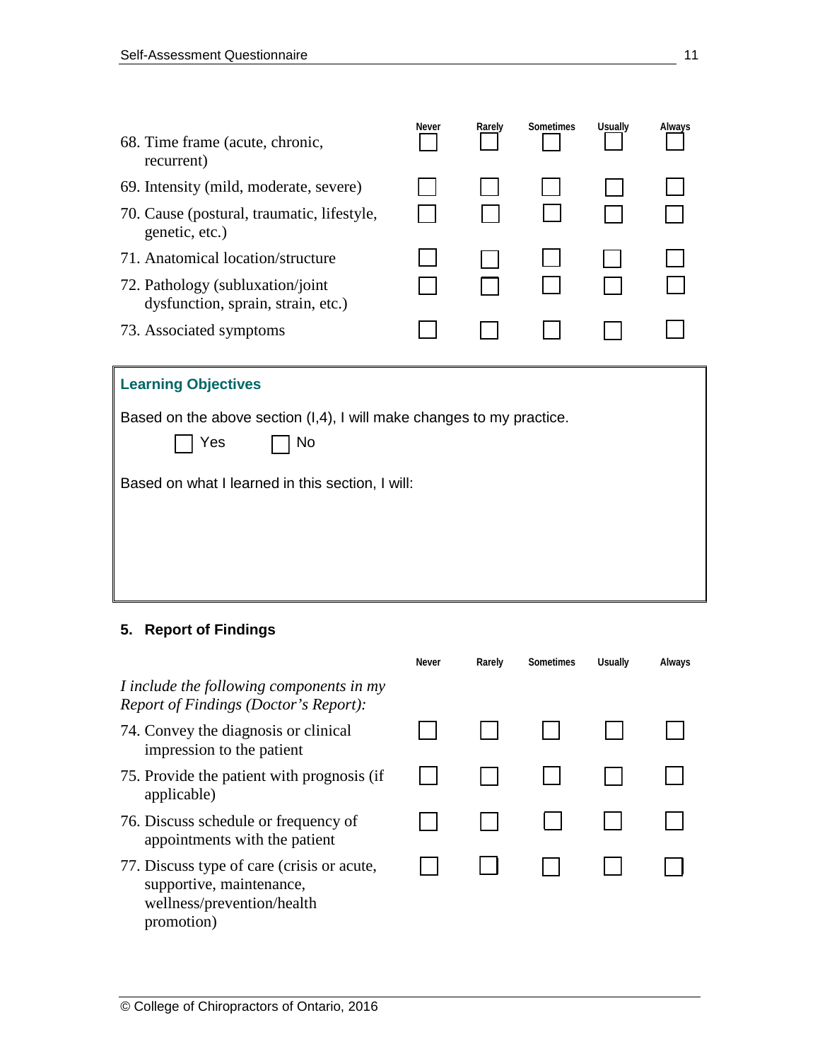| | Never | Rarely | Sometimes | Usually | Always |
|---|---|---|---|---|---|
| 68. Time frame (acute, chronic, recurrent) | ☐ | ☐ | ☐ | ☐ | ☐ |
| 69. Intensity (mild, moderate, severe) | ☐ | ☐ | ☐ | ☐ | ☐ |
| 70. Cause (postural, traumatic, lifestyle, genetic, etc.) | ☐ | ☐ | ☐ | ☐ | ☐ |
| 71. Anatomical location/structure | ☐ | ☐ | ☐ | ☐ | ☐ |
| 72. Pathology (subluxation/joint dysfunction, sprain, strain, etc.) | ☐ | ☐ | ☐ | ☐ | ☐ |
| 73. Associated symptoms | ☐ | ☐ | ☐ | ☐ | ☐ |

**Learning Objectives**

Based on the above section (I,4), I will make changes to my practice.

☐ Yes ☐ No

Based on what I learned in this section, I will:

## 5. Report of Findings

| | Never | Rarely | Sometimes | Usually | Always |
|---|---|---|---|---|---|
| *I include the following components in my Report of Findings (Doctor's Report):* | | | | | |
| 74. Convey the diagnosis or clinical impression to the patient | ☐ | ☐ | ☐ | ☐ | ☐ |
| 75. Provide the patient with prognosis (if applicable) | ☐ | ☐ | ☐ | ☐ | ☐ |
| 76. Discuss schedule or frequency of appointments with the patient | ☐ | ☐ | ☐ | ☐ | ☐ |
| 77. Discuss type of care (crisis or acute, supportive, maintenance, wellness/prevention/health promotion) | ☐ | ☐ | ☐ | ☐ | ☐ |

© College of Chiropractors of Ontario, 2016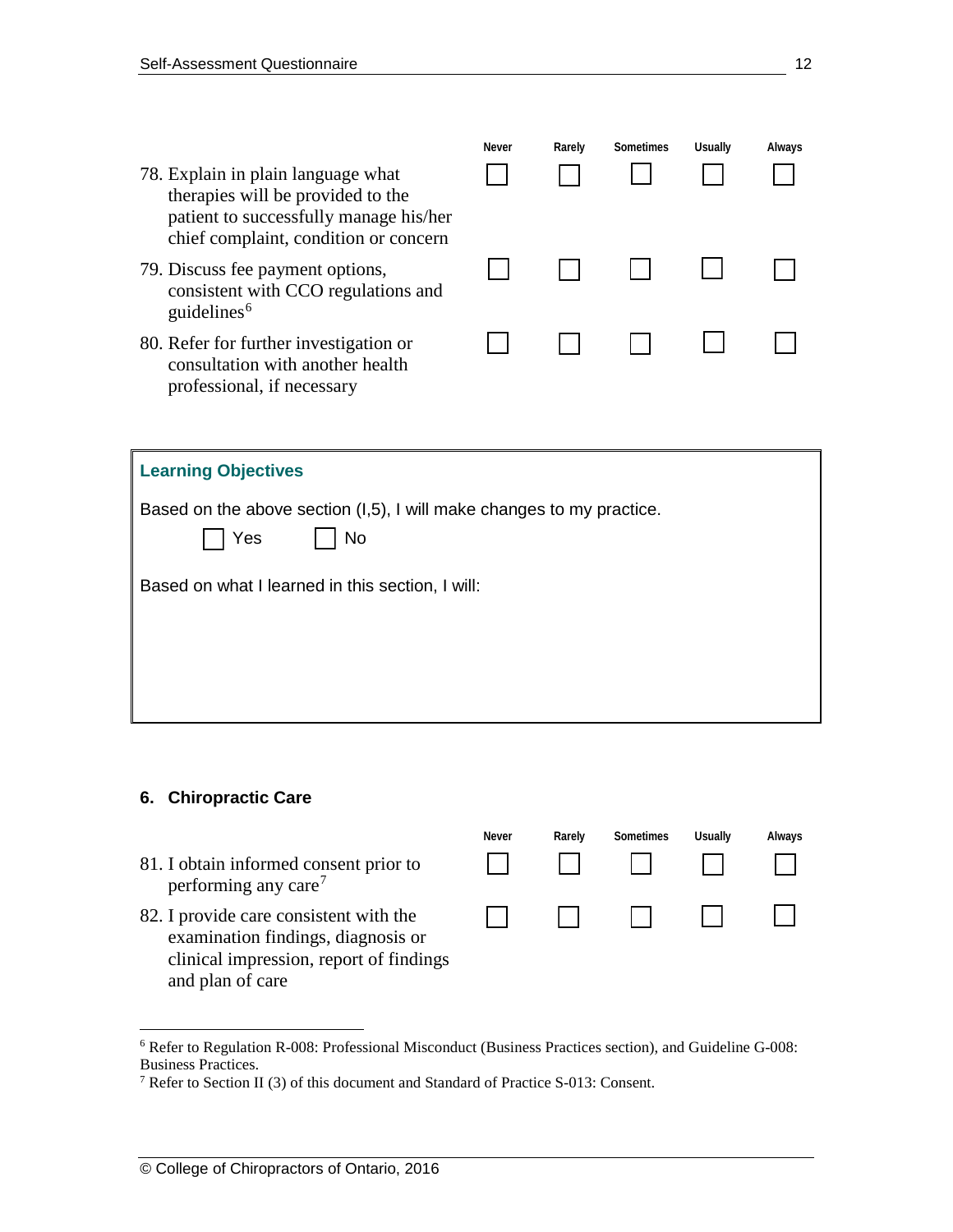| | Never | Rarely | Sometimes | Usually | Always |
|---|---|---|---|---|---|
| 78. Explain in plain language what therapies will be provided to the patient to successfully manage his/her chief complaint, condition or concern | ☐ | ☐ | ☐ | ☐ | ☐ |
| 79. Discuss fee payment options, consistent with CCO regulations and guidelines[6] | ☐ | ☐ | ☐ | ☐ | ☐ |
| 80. Refer for further investigation or consultation with another health professional, if necessary | ☐ | ☐ | ☐ | ☐ | ☐ |

**Learning Objectives**

Based on the above section (I,5), I will make changes to my practice.

☐ Yes ☐ No

Based on what I learned in this section, I will:

### 6. Chiropractic Care

| | Never | Rarely | Sometimes | Usually | Always |
|---|---|---|---|---|---|
| 81. I obtain informed consent prior to performing any care[7] | ☐ | ☐ | ☐ | ☐ | ☐ |
| 82. I provide care consistent with the examination findings, diagnosis or clinical impression, report of findings and plan of care | ☐ | ☐ | ☐ | ☐ | ☐ |

[6] Refer to Regulation R-008: Professional Misconduct (Business Practices section), and Guideline G-008: Business Practices.

[7] Refer to Section II (3) of this document and Standard of Practice S-013: Consent.

© College of Chiropractors of Ontario, 2016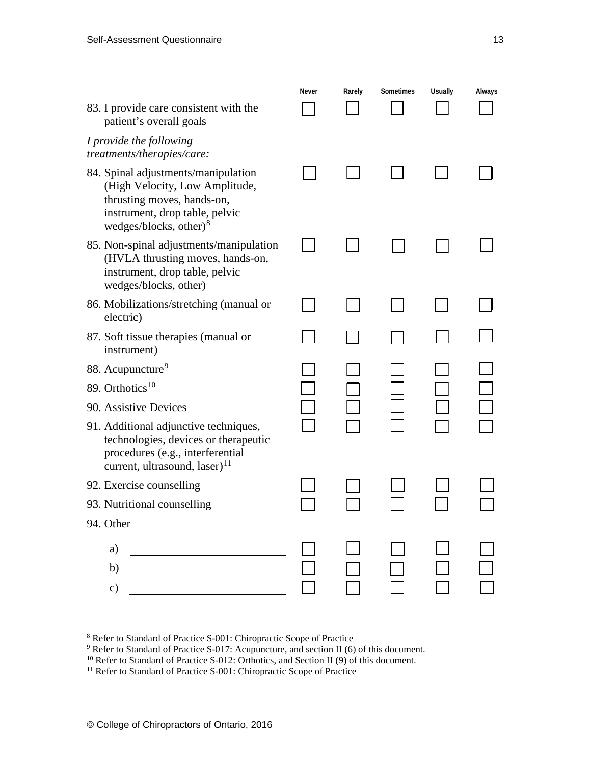| | Never | Rarely | Sometimes | Usually | Always |
|---|---|---|---|---|---|
| 83. I provide care consistent with the patient's overall goals | ☐ | ☐ | ☐ | ☐ | ☐ |
| *I provide the following treatments/therapies/care:* | | | | | |
| 84. Spinal adjustments/manipulation (High Velocity, Low Amplitude, thrusting moves, hands-on, instrument, drop table, pelvic wedges/blocks, other)[8] | ☐ | ☐ | ☐ | ☐ | ☐ |
| 85. Non-spinal adjustments/manipulation (HVLA thrusting moves, hands-on, instrument, drop table, pelvic wedges/blocks, other) | ☐ | ☐ | ☐ | ☐ | ☐ |
| 86. Mobilizations/stretching (manual or electric) | ☐ | ☐ | ☐ | ☐ | ☐ |
| 87. Soft tissue therapies (manual or instrument) | ☐ | ☐ | ☐ | ☐ | ☐ |
| 88. Acupuncture[9] | ☐ | ☐ | ☐ | ☐ | ☐ |
| 89. Orthotics[10] | ☐ | ☐ | ☐ | ☐ | ☐ |
| 90. Assistive Devices | ☐ | ☐ | ☐ | ☐ | ☐ |
| 91. Additional adjunctive techniques, technologies, devices or therapeutic procedures (e.g., interferential current, ultrasound, laser)[11] | ☐ | ☐ | ☐ | ☐ | ☐ |
| 92. Exercise counselling | ☐ | ☐ | ☐ | ☐ | ☐ |
| 93. Nutritional counselling | ☐ | ☐ | ☐ | ☐ | ☐ |
| 94. Other | | | | | |
| a) ____________________ | ☐ | ☐ | ☐ | ☐ | ☐ |
| b) ____________________ | ☐ | ☐ | ☐ | ☐ | ☐ |
| c) ____________________ | ☐ | ☐ | ☐ | ☐ | ☐ |

[8] Refer to Standard of Practice S-001: Chiropractic Scope of Practice

[9] Refer to Standard of Practice S-017: Acupuncture, and section II (6) of this document.

[10] Refer to Standard of Practice S-012: Orthotics, and Section II (9) of this document.

[11] Refer to Standard of Practice S-001: Chiropractic Scope of Practice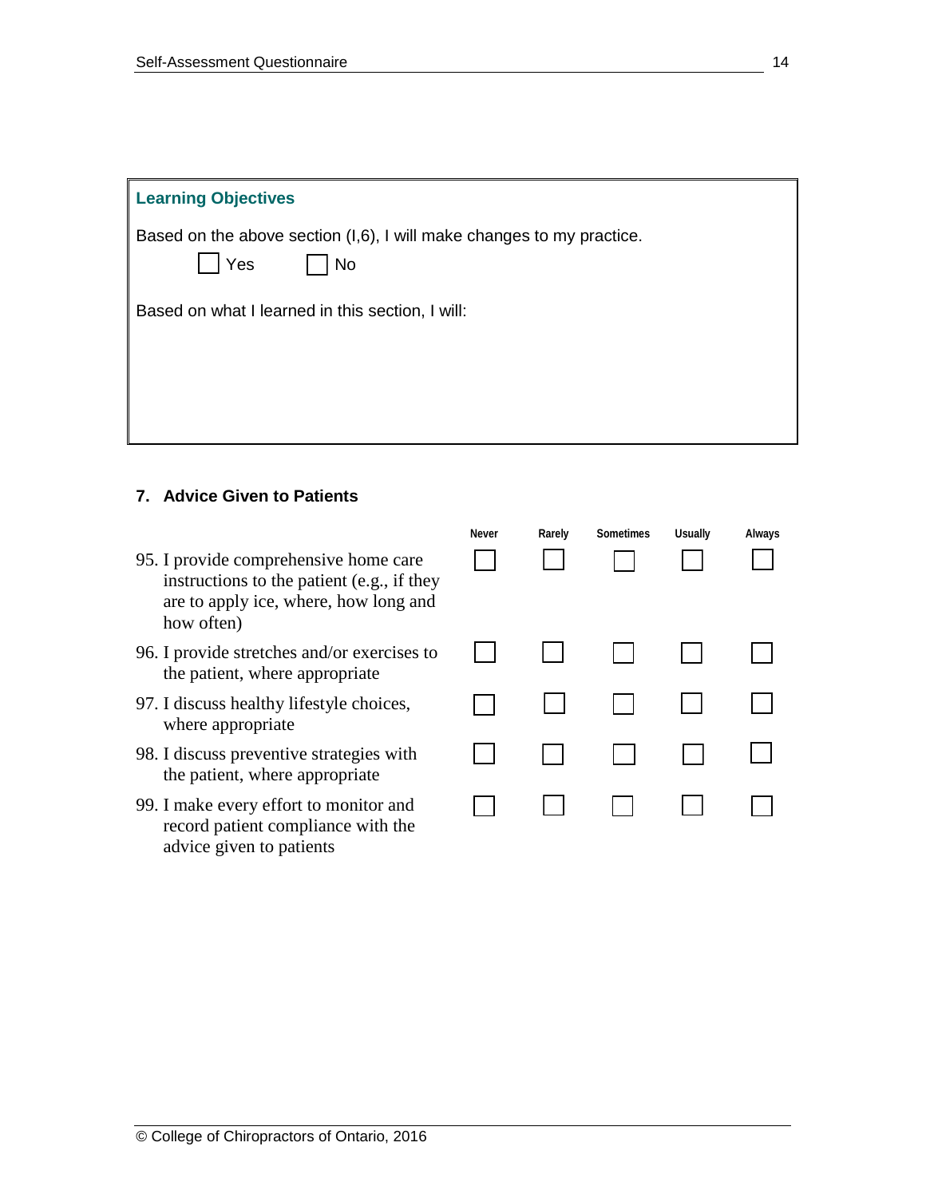**Learning Objectives**

Based on the above section (I,6), I will make changes to my practice.

☐ Yes ☐ No

Based on what I learned in this section, I will:

### 7. Advice Given to Patients

| | Never | Rarely | Sometimes | Usually | Always |
|---|---|---|---|---|---|
| 95. I provide comprehensive home care instructions to the patient (e.g., if they are to apply ice, where, how long and how often) | ☐ | ☐ | ☐ | ☐ | ☐ |
| 96. I provide stretches and/or exercises to the patient, where appropriate | ☐ | ☐ | ☐ | ☐ | ☐ |
| 97. I discuss healthy lifestyle choices, where appropriate | ☐ | ☐ | ☐ | ☐ | ☐ |
| 98. I discuss preventive strategies with the patient, where appropriate | ☐ | ☐ | ☐ | ☐ | ☐ |
| 99. I make every effort to monitor and record patient compliance with the advice given to patients | ☐ | ☐ | ☐ | ☐ | ☐ |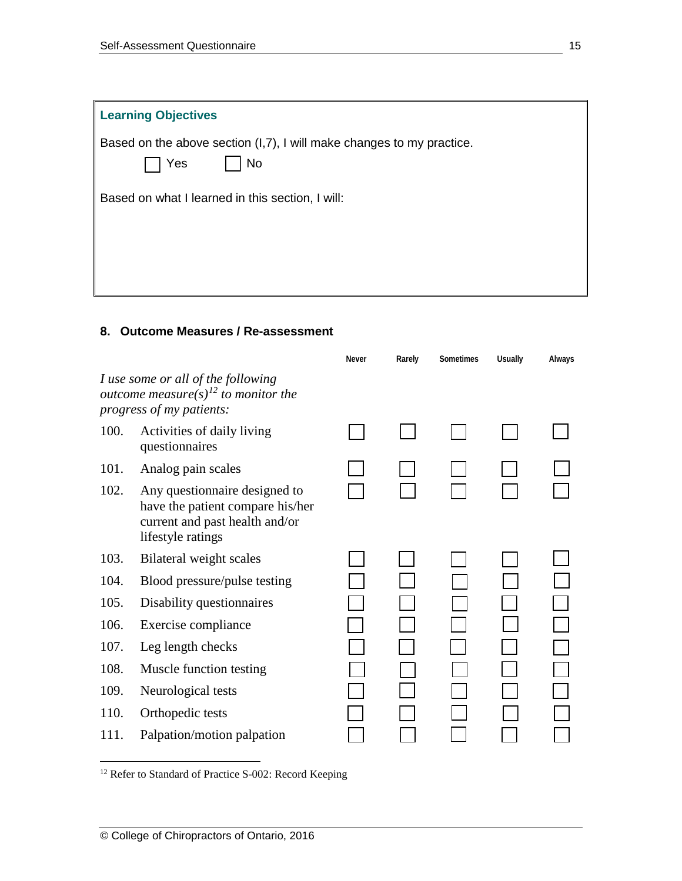**Learning Objectives**

Based on the above section (I,7), I will make changes to my practice.

☐ Yes ☐ No

Based on what I learned in this section, I will:

## 8. Outcome Measures / Re-assessment

| | | Never | Rarely | Sometimes | Usually | Always |
|---|---|---|---|---|---|---|
| *I use some or all of the following outcome measure(s)[12] to monitor the progress of my patients:* | | | | | | |
| 100. | Activities of daily living questionnaires | ☐ | ☐ | ☐ | ☐ | ☐ |
| 101. | Analog pain scales | ☐ | ☐ | ☐ | ☐ | ☐ |
| 102. | Any questionnaire designed to have the patient compare his/her current and past health and/or lifestyle ratings | ☐ | ☐ | ☐ | ☐ | ☐ |
| 103. | Bilateral weight scales | ☐ | ☐ | ☐ | ☐ | ☐ |
| 104. | Blood pressure/pulse testing | ☐ | ☐ | ☐ | ☐ | ☐ |
| 105. | Disability questionnaires | ☐ | ☐ | ☐ | ☐ | ☐ |
| 106. | Exercise compliance | ☐ | ☐ | ☐ | ☐ | ☐ |
| 107. | Leg length checks | ☐ | ☐ | ☐ | ☐ | ☐ |
| 108. | Muscle function testing | ☐ | ☐ | ☐ | ☐ | ☐ |
| 109. | Neurological tests | ☐ | ☐ | ☐ | ☐ | ☐ |
| 110. | Orthopedic tests | ☐ | ☐ | ☐ | ☐ | ☐ |
| 111. | Palpation/motion palpation | ☐ | ☐ | ☐ | ☐ | ☐ |

[12] Refer to Standard of Practice S-002: Record Keeping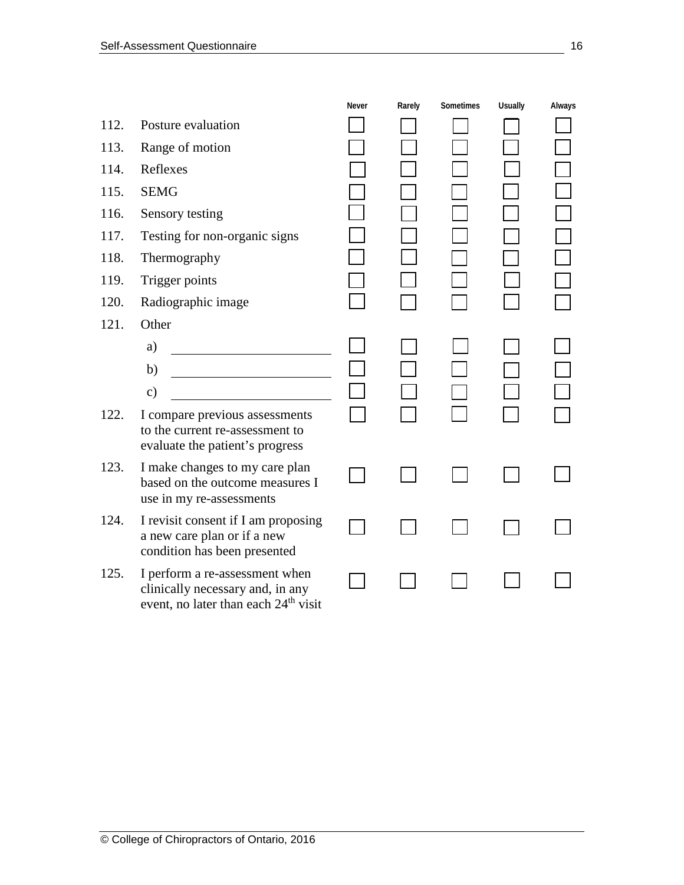| | | Never | Rarely | Sometimes | Usually | Always |
|---|---|---|---|---|---|---|
| 112. | Posture evaluation | ☐ | ☐ | ☐ | ☐ | ☐ |
| 113. | Range of motion | ☐ | ☐ | ☐ | ☐ | ☐ |
| 114. | Reflexes | ☐ | ☐ | ☐ | ☐ | ☐ |
| 115. | SEMG | ☐ | ☐ | ☐ | ☐ | ☐ |
| 116. | Sensory testing | ☐ | ☐ | ☐ | ☐ | ☐ |
| 117. | Testing for non-organic signs | ☐ | ☐ | ☐ | ☐ | ☐ |
| 118. | Thermography | ☐ | ☐ | ☐ | ☐ | ☐ |
| 119. | Trigger points | ☐ | ☐ | ☐ | ☐ | ☐ |
| 120. | Radiographic image | ☐ | ☐ | ☐ | ☐ | ☐ |
| 121. | Other | | | | | |
| | a) ______________________ | ☐ | ☐ | ☐ | ☐ | ☐ |
| | b) ______________________ | ☐ | ☐ | ☐ | ☐ | ☐ |
| | c) ______________________ | ☐ | ☐ | ☐ | ☐ | ☐ |
| 122. | I compare previous assessments to the current re-assessment to evaluate the patient's progress | ☐ | ☐ | ☐ | ☐ | ☐ |
| 123. | I make changes to my care plan based on the outcome measures I use in my re-assessments | ☐ | ☐ | ☐ | ☐ | ☐ |
| 124. | I revisit consent if I am proposing a new care plan or if a new condition has been presented | ☐ | ☐ | ☐ | ☐ | ☐ |
| 125. | I perform a re-assessment when clinically necessary and, in any event, no later than each 24th visit | ☐ | ☐ | ☐ | ☐ | ☐ |

© College of Chiropractors of Ontario, 2016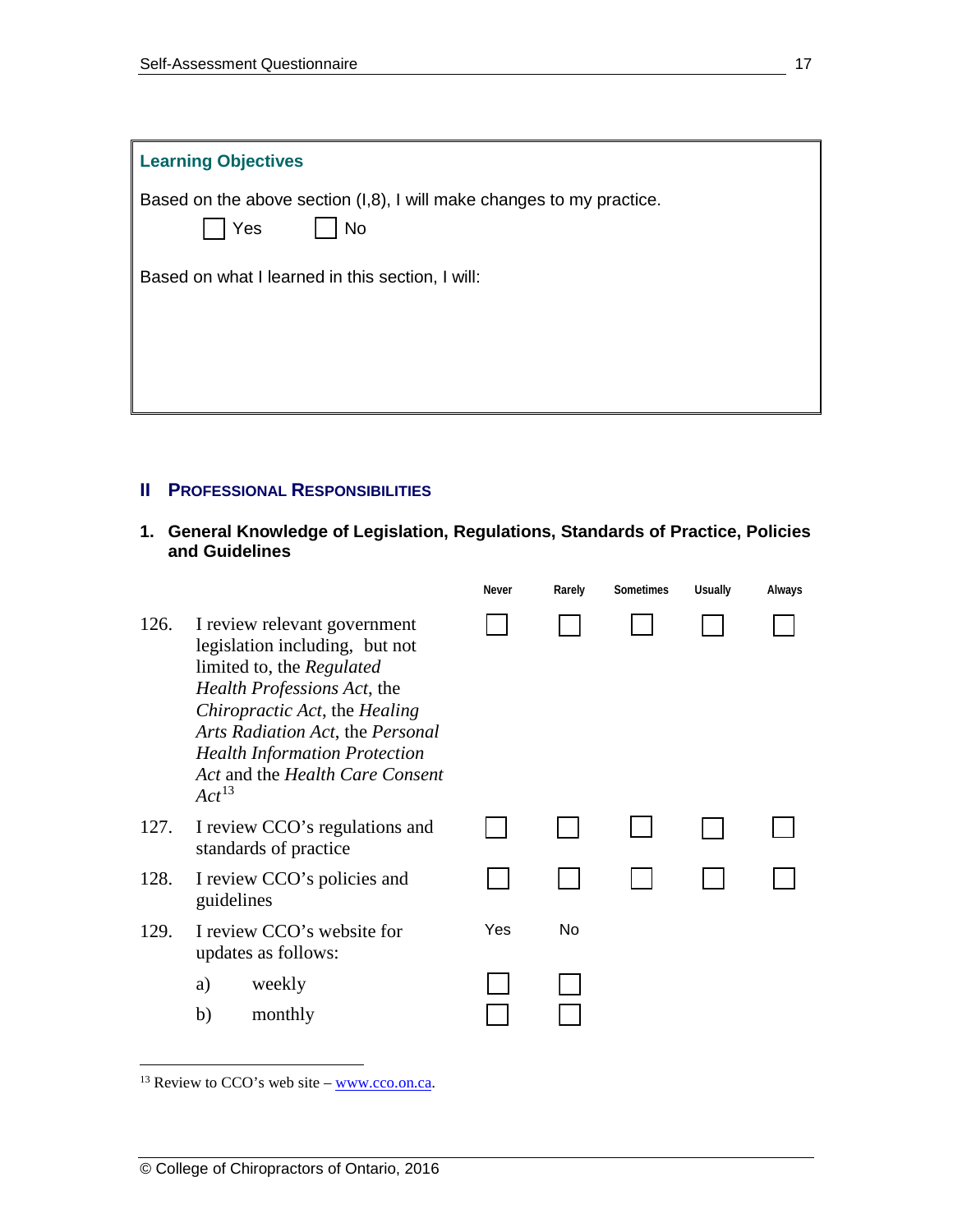**Learning Objectives**

Based on the above section (I,8), I will make changes to my practice.

☐ Yes ☐ No

Based on what I learned in this section, I will:

## II PROFESSIONAL RESPONSIBILITIES

### 1. General Knowledge of Legislation, Regulations, Standards of Practice, Policies and Guidelines

| | | Never | Rarely | Sometimes | Usually | Always |
|---|---|---|---|---|---|---|
| 126. | I review relevant government legislation including, but not limited to, the *Regulated Health Professions Act*, the *Chiropractic Act*, the *Healing Arts Radiation Act*, the *Personal Health Information Protection Act* and the *Health Care Consent Act*[13] | ☐ | ☐ | ☐ | ☐ | ☐ |
| 127. | I review CCO's regulations and standards of practice | ☐ | ☐ | ☐ | ☐ | ☐ |
| 128. | I review CCO's policies and guidelines | ☐ | ☐ | ☐ | ☐ | ☐ |

| | | Yes | No |
|---|---|---|---|
| 129. | I review CCO's website for updates as follows: | | |
| | a) weekly | ☐ | ☐ |
| | b) monthly | ☐ | ☐ |

[13] Review to CCO's web site – www.cco.on.ca.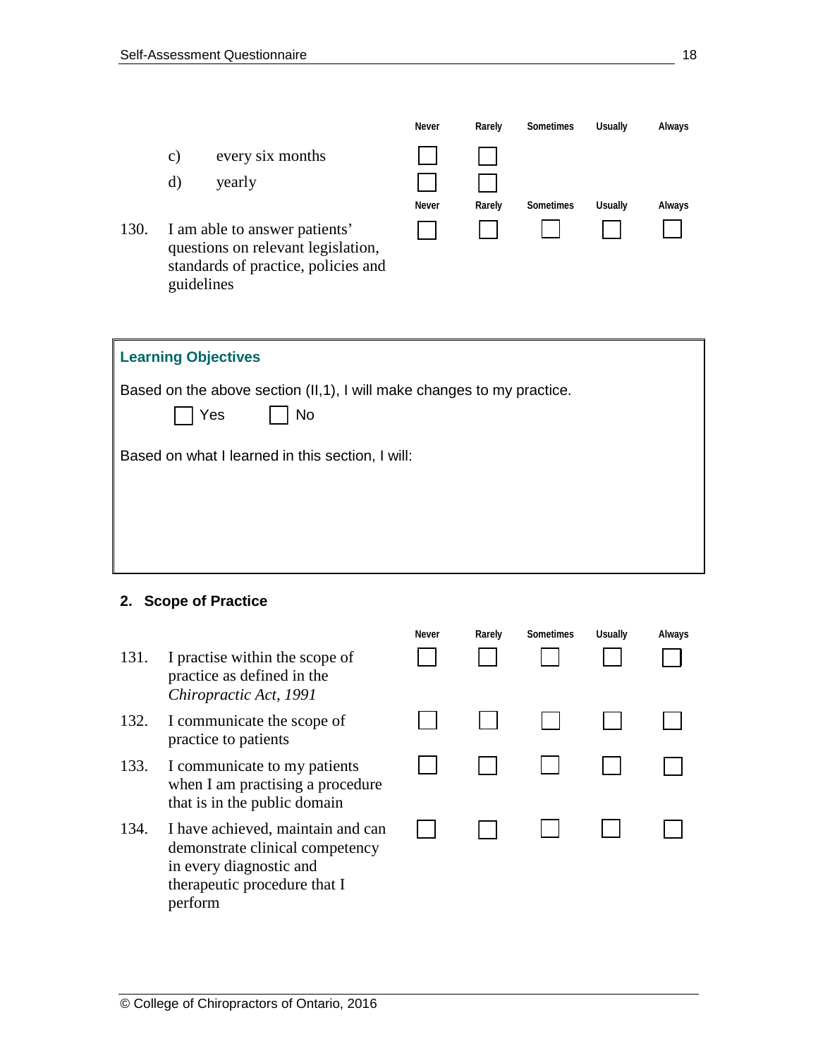| | Never | Rarely | Sometimes | Usually | Always |
|---|---|---|---|---|---|
| c) every six months | ☐ | ☐ | | | |
| d) yearly | ☐ | ☐ | | | |

| | Never | Rarely | Sometimes | Usually | Always |
|---|---|---|---|---|---|
| 130. I am able to answer patients' questions on relevant legislation, standards of practice, policies and guidelines | ☐ | ☐ | ☐ | ☐ | ☐ |

**Learning Objectives**

Based on the above section (II,1), I will make changes to my practice.

☐ Yes ☐ No

Based on what I learned in this section, I will:

## 2. Scope of Practice

| | Never | Rarely | Sometimes | Usually | Always |
|---|---|---|---|---|---|
| 131. I practise within the scope of practice as defined in the *Chiropractic Act, 1991* | ☐ | ☐ | ☐ | ☐ | ☐ |
| 132. I communicate the scope of practice to patients | ☐ | ☐ | ☐ | ☐ | ☐ |
| 133. I communicate to my patients when I am practising a procedure that is in the public domain | ☐ | ☐ | ☐ | ☐ | ☐ |
| 134. I have achieved, maintain and can demonstrate clinical competency in every diagnostic and therapeutic procedure that I perform | ☐ | ☐ | ☐ | ☐ | ☐ |

© College of Chiropractors of Ontario, 2016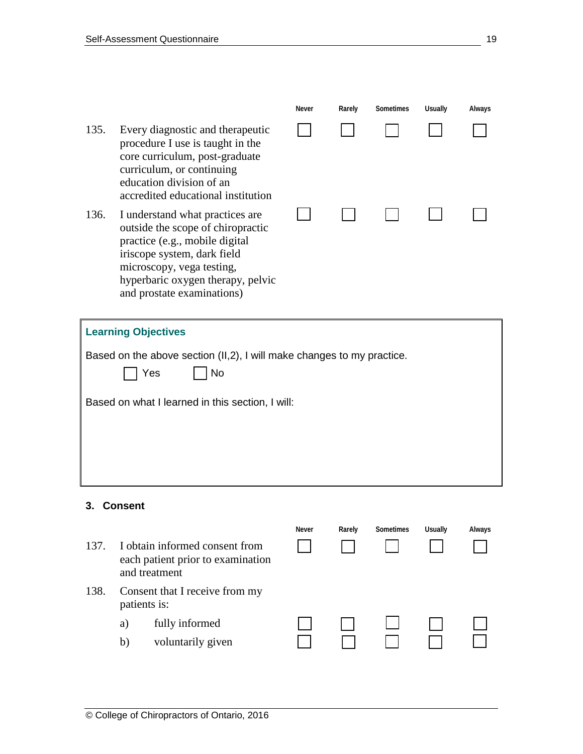| | | Never | Rarely | Sometimes | Usually | Always |
|---|---|---|---|---|---|---|
| 135. | Every diagnostic and therapeutic procedure I use is taught in the core curriculum, post-graduate curriculum, or continuing education division of an accredited educational institution | ☐ | ☐ | ☐ | ☐ | ☐ |
| 136. | I understand what practices are outside the scope of chiropractic practice (e.g., mobile digital iriscope system, dark field microscopy, vega testing, hyperbaric oxygen therapy, pelvic and prostate examinations) | ☐ | ☐ | ☐ | ☐ | ☐ |

**Learning Objectives**

Based on the above section (II,2), I will make changes to my practice.

☐ Yes ☐ No

Based on what I learned in this section, I will:

### 3. Consent

| | | Never | Rarely | Sometimes | Usually | Always |
|---|---|---|---|---|---|---|
| 137. | I obtain informed consent from each patient prior to examination and treatment | ☐ | ☐ | ☐ | ☐ | ☐ |
| 138. | Consent that I receive from my patients is: | | | | | |
| | a) fully informed | ☐ | ☐ | ☐ | ☐ | ☐ |
| | b) voluntarily given | ☐ | ☐ | ☐ | ☐ | ☐ |

© College of Chiropractors of Ontario, 2016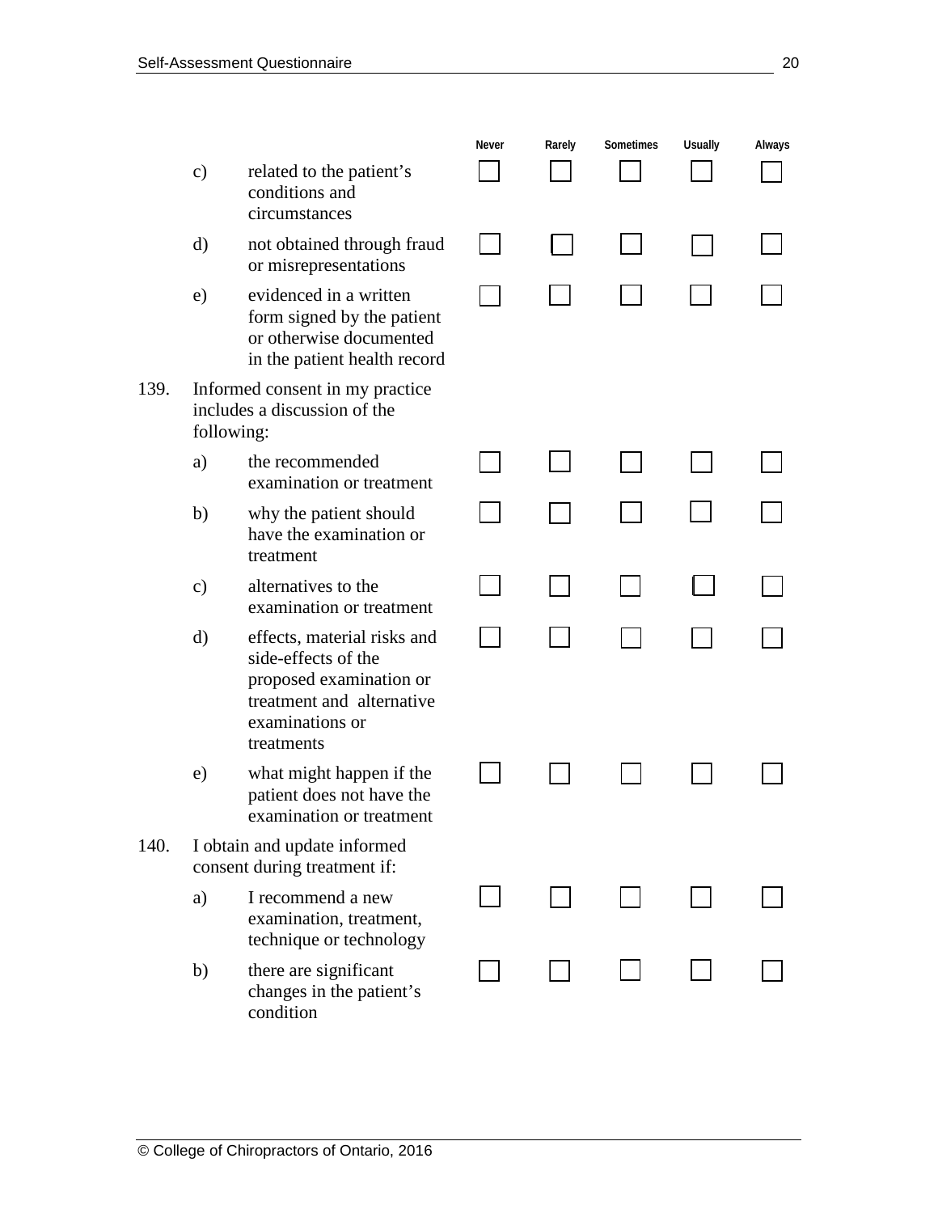| | | | Never | Rarely | Sometimes | Usually | Always |
|---|---|---|---|---|---|---|---|
| | c) | related to the patient's conditions and circumstances | ☐ | ☐ | ☐ | ☐ | ☐ |
| | d) | not obtained through fraud or misrepresentations | ☐ | ☐ | ☐ | ☐ | ☐ |
| | e) | evidenced in a written form signed by the patient or otherwise documented in the patient health record | ☐ | ☐ | ☐ | ☐ | ☐ |
| 139. | Informed consent in my practice includes a discussion of the following: | | | | | | |
| | a) | the recommended examination or treatment | ☐ | ☐ | ☐ | ☐ | ☐ |
| | b) | why the patient should have the examination or treatment | ☐ | ☐ | ☐ | ☐ | ☐ |
| | c) | alternatives to the examination or treatment | ☐ | ☐ | ☐ | ☐ | ☐ |
| | d) | effects, material risks and side-effects of the proposed examination or treatment and alternative examinations or treatments | ☐ | ☐ | ☐ | ☐ | ☐ |
| | e) | what might happen if the patient does not have the examination or treatment | ☐ | ☐ | ☐ | ☐ | ☐ |
| 140. | I obtain and update informed consent during treatment if: | | | | | | |
| | a) | I recommend a new examination, treatment, technique or technology | ☐ | ☐ | ☐ | ☐ | ☐ |
| | b) | there are significant changes in the patient's condition | ☐ | ☐ | ☐ | ☐ | ☐ |

© College of Chiropractors of Ontario, 2016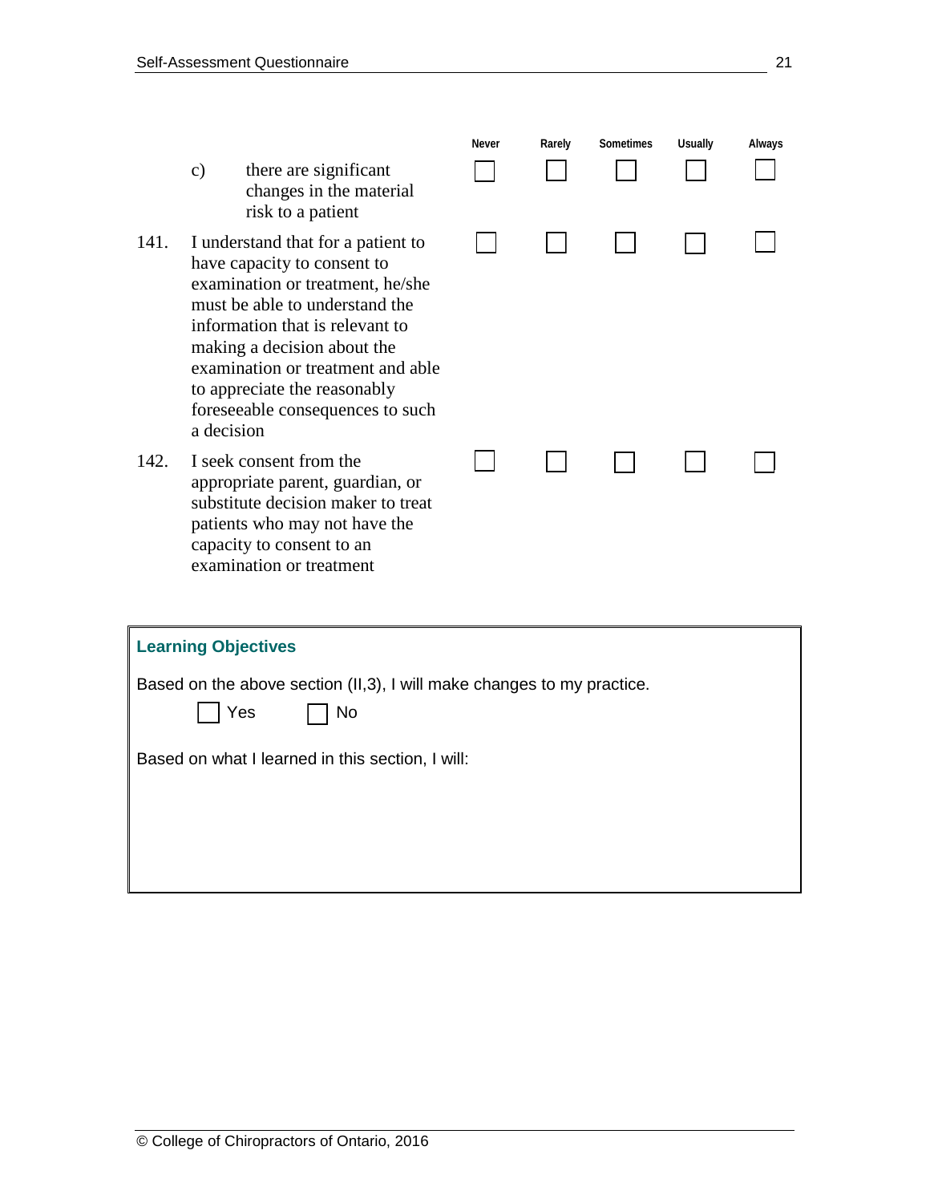| | Never | Rarely | Sometimes | Usually | Always |
|---|---|---|---|---|---|
| c) there are significant changes in the material risk to a patient | ☐ | ☐ | ☐ | ☐ | ☐ |
| 141. I understand that for a patient to have capacity to consent to examination or treatment, he/she must be able to understand the information that is relevant to making a decision about the examination or treatment and able to appreciate the reasonably foreseeable consequences to such a decision | ☐ | ☐ | ☐ | ☐ | ☐ |
| 142. I seek consent from the appropriate parent, guardian, or substitute decision maker to treat patients who may not have the capacity to consent to an examination or treatment | ☐ | ☐ | ☐ | ☐ | ☐ |

**Learning Objectives**

Based on the above section (II,3), I will make changes to my practice.

☐ Yes ☐ No

Based on what I learned in this section, I will:

© College of Chiropractors of Ontario, 2016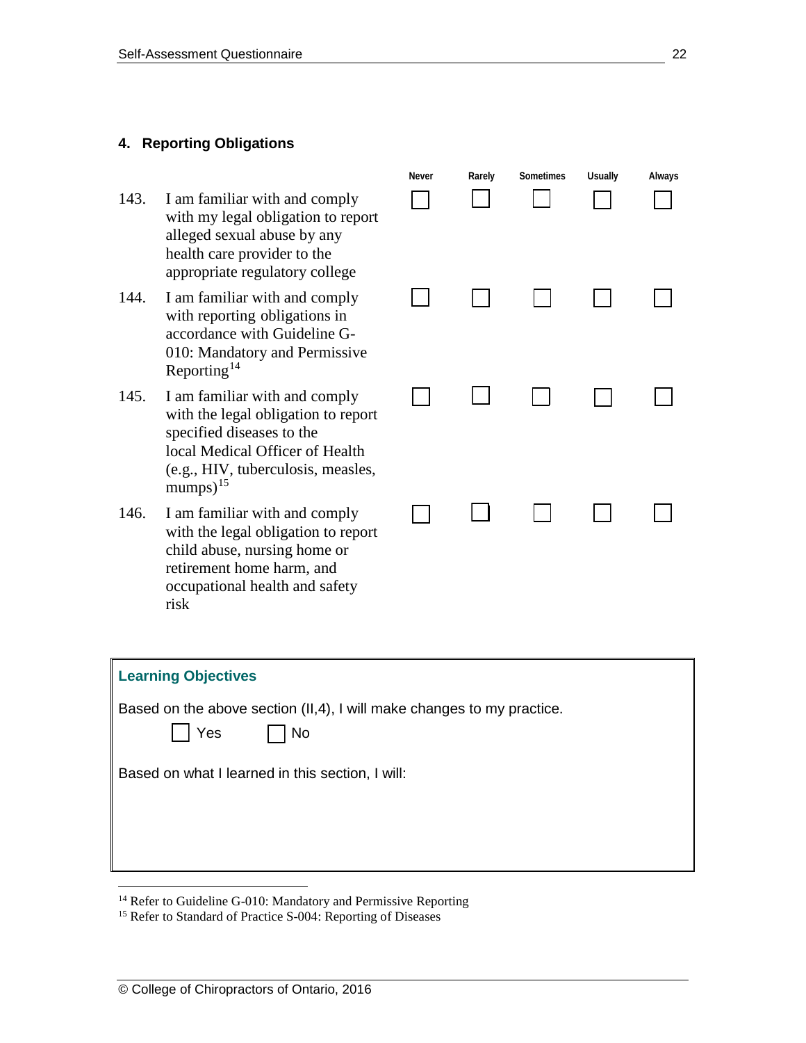## 4. Reporting Obligations

| | | Never | Rarely | Sometimes | Usually | Always |
|---|---|---|---|---|---|---|
| 143. | I am familiar with and comply with my legal obligation to report alleged sexual abuse by any health care provider to the appropriate regulatory college | ☐ | ☐ | ☐ | ☐ | ☐ |
| 144. | I am familiar with and comply with reporting obligations in accordance with Guideline G-010: Mandatory and Permissive Reporting[14] | ☐ | ☐ | ☐ | ☐ | ☐ |
| 145. | I am familiar with and comply with the legal obligation to report specified diseases to the local Medical Officer of Health (e.g., HIV, tuberculosis, measles, mumps)[15] | ☐ | ☐ | ☐ | ☐ | ☐ |
| 146. | I am familiar with and comply with the legal obligation to report child abuse, nursing home or retirement home harm, and occupational health and safety risk | ☐ | ☐ | ☐ | ☐ | ☐ |

**Learning Objectives**

Based on the above section (II,4), I will make changes to my practice.

☐ Yes ☐ No

Based on what I learned in this section, I will:

---

[14] Refer to Guideline G-010: Mandatory and Permissive Reporting

[15] Refer to Standard of Practice S-004: Reporting of Diseases

© College of Chiropractors of Ontario, 2016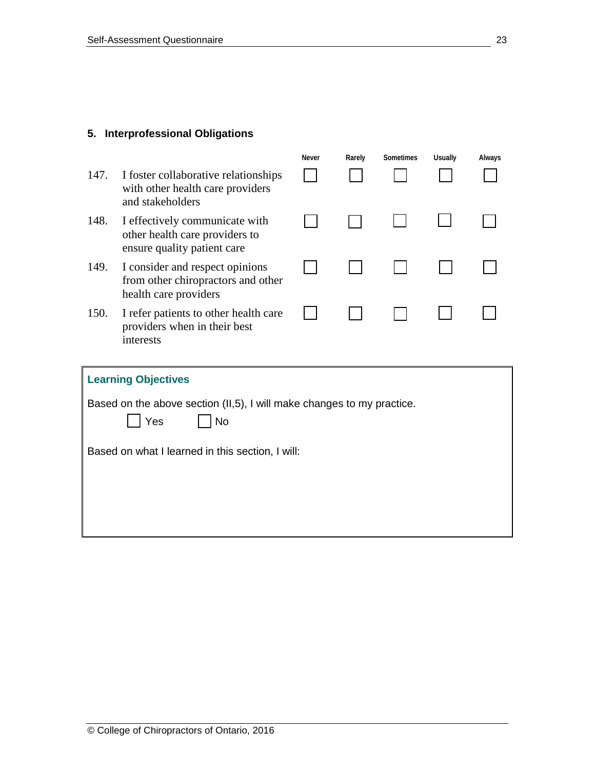### 5. Interprofessional Obligations

| | | Never | Rarely | Sometimes | Usually | Always |
|---|---|---|---|---|---|---|
| 147. | I foster collaborative relationships with other health care providers and stakeholders | ☐ | ☐ | ☐ | ☐ | ☐ |
| 148. | I effectively communicate with other health care providers to ensure quality patient care | ☐ | ☐ | ☐ | ☐ | ☐ |
| 149. | I consider and respect opinions from other chiropractors and other health care providers | ☐ | ☐ | ☐ | ☐ | ☐ |
| 150. | I refer patients to other health care providers when in their best interests | ☐ | ☐ | ☐ | ☐ | ☐ |

**Learning Objectives**

Based on the above section (II,5), I will make changes to my practice.

☐ Yes ☐ No

Based on what I learned in this section, I will: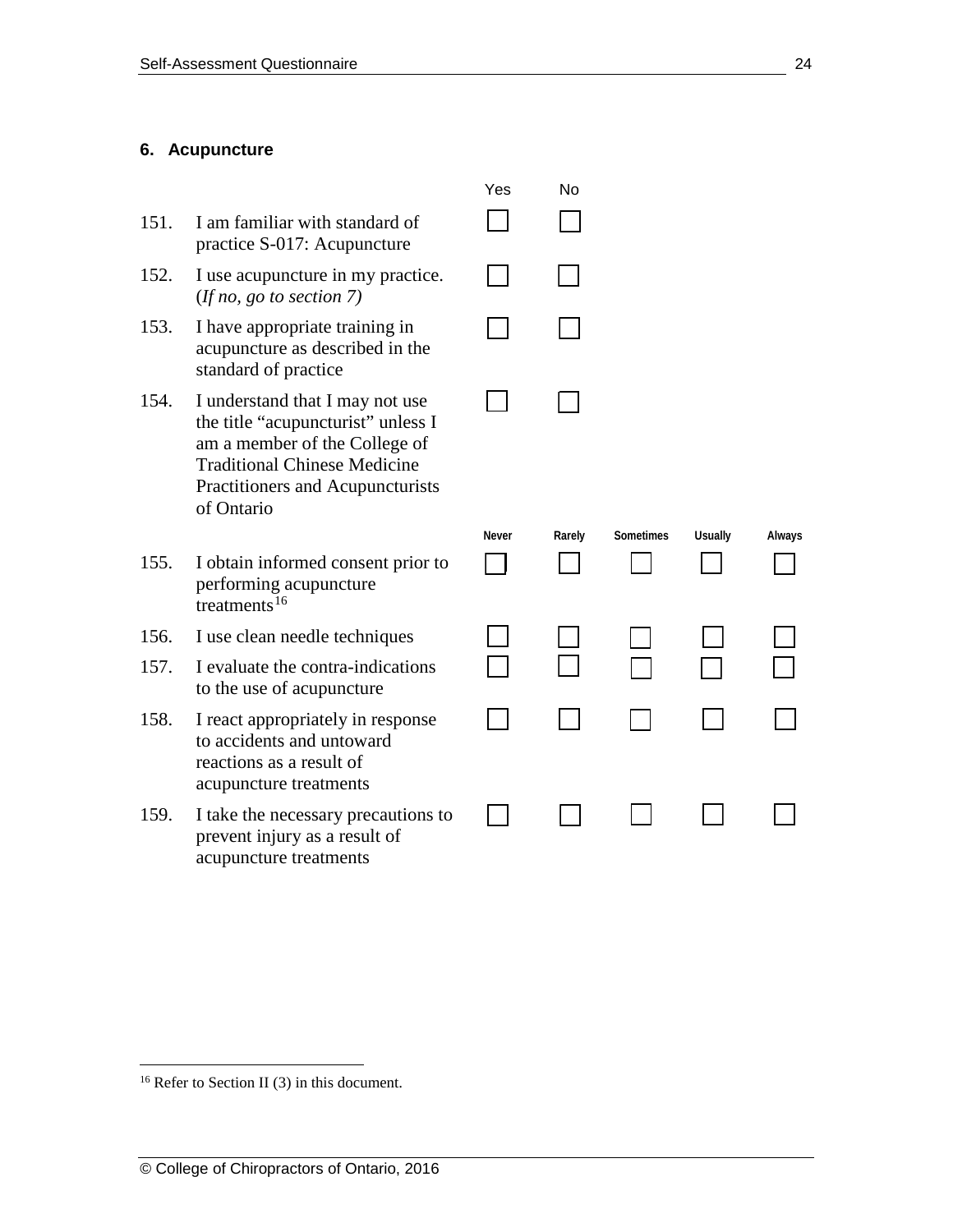## 6. Acupuncture

| | | Yes | No |
|---|---|---|---|
| 151. | I am familiar with standard of practice S-017: Acupuncture | ☐ | ☐ |
| 152. | I use acupuncture in my practice. (*If no, go to section 7)* | ☐ | ☐ |
| 153. | I have appropriate training in acupuncture as described in the standard of practice | ☐ | ☐ |
| 154. | I understand that I may not use the title "acupuncturist" unless I am a member of the College of Traditional Chinese Medicine Practitioners and Acupuncturists of Ontario | ☐ | ☐ |

| | | Never | Rarely | Sometimes | Usually | Always |
|---|---|---|---|---|---|---|
| 155. | I obtain informed consent prior to performing acupuncture treatments[16] | ☐ | ☐ | ☐ | ☐ | ☐ |
| 156. | I use clean needle techniques | ☐ | ☐ | ☐ | ☐ | ☐ |
| 157. | I evaluate the contra-indications to the use of acupuncture | ☐ | ☐ | ☐ | ☐ | ☐ |
| 158. | I react appropriately in response to accidents and untoward reactions as a result of acupuncture treatments | ☐ | ☐ | ☐ | ☐ | ☐ |
| 159. | I take the necessary precautions to prevent injury as a result of acupuncture treatments | ☐ | ☐ | ☐ | ☐ | ☐ |

[16] Refer to Section II (3) in this document.

© College of Chiropractors of Ontario, 2016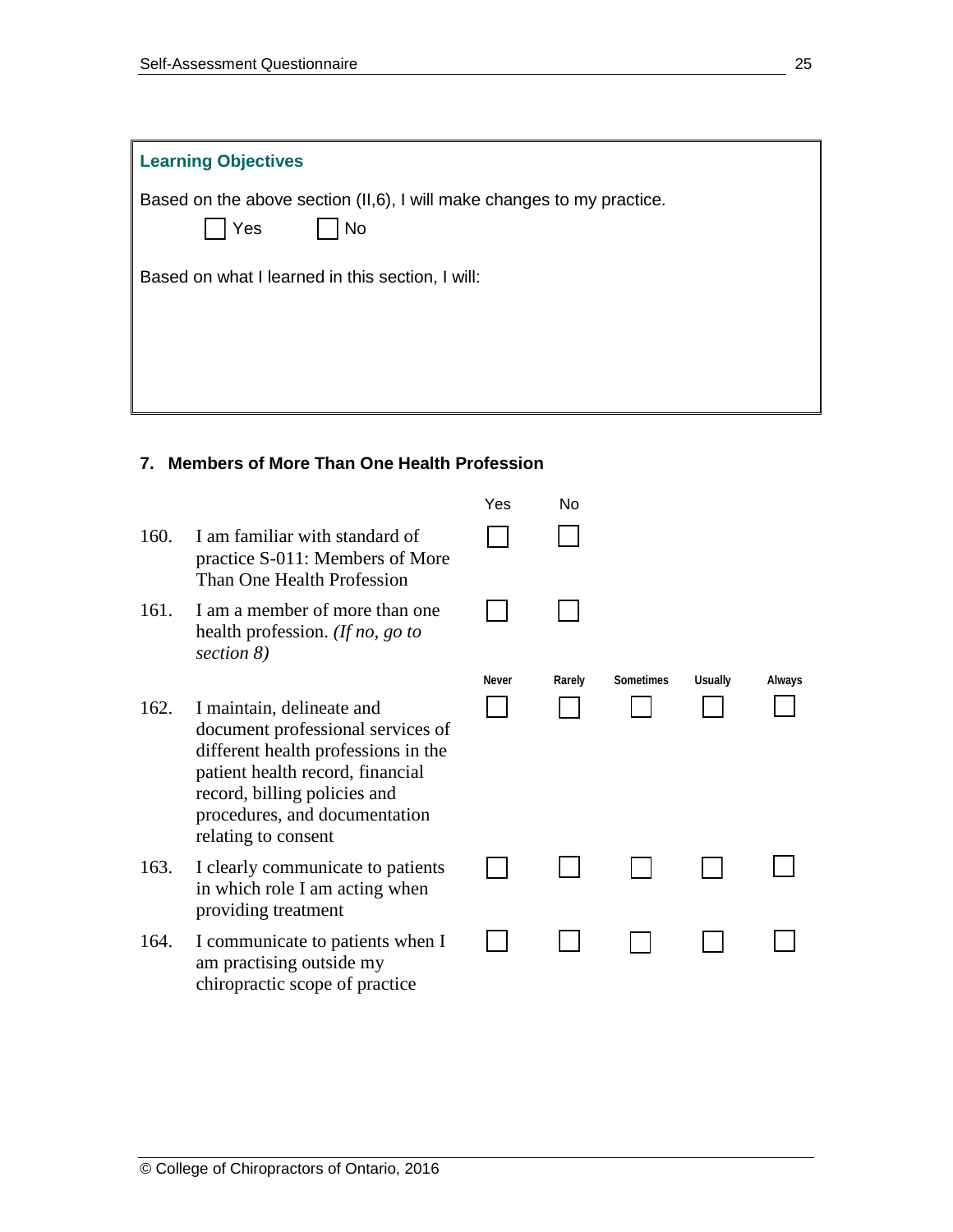**Learning Objectives**

Based on the above section (II,6), I will make changes to my practice.

☐ Yes ☐ No

Based on what I learned in this section, I will:

### 7. Members of More Than One Health Profession

| | | Yes | No |
|---|---|---|---|
| 160. | I am familiar with standard of practice S-011: Members of More Than One Health Profession | ☐ | ☐ |
| 161. | I am a member of more than one health profession. *(If no, go to section 8)* | ☐ | ☐ |

| | | Never | Rarely | Sometimes | Usually | Always |
|---|---|---|---|---|---|---|
| 162. | I maintain, delineate and document professional services of different health professions in the patient health record, financial record, billing policies and procedures, and documentation relating to consent | ☐ | ☐ | ☐ | ☐ | ☐ |
| 163. | I clearly communicate to patients in which role I am acting when providing treatment | ☐ | ☐ | ☐ | ☐ | ☐ |
| 164. | I communicate to patients when I am practising outside my chiropractic scope of practice | ☐ | ☐ | ☐ | ☐ | ☐ |

© College of Chiropractors of Ontario, 2016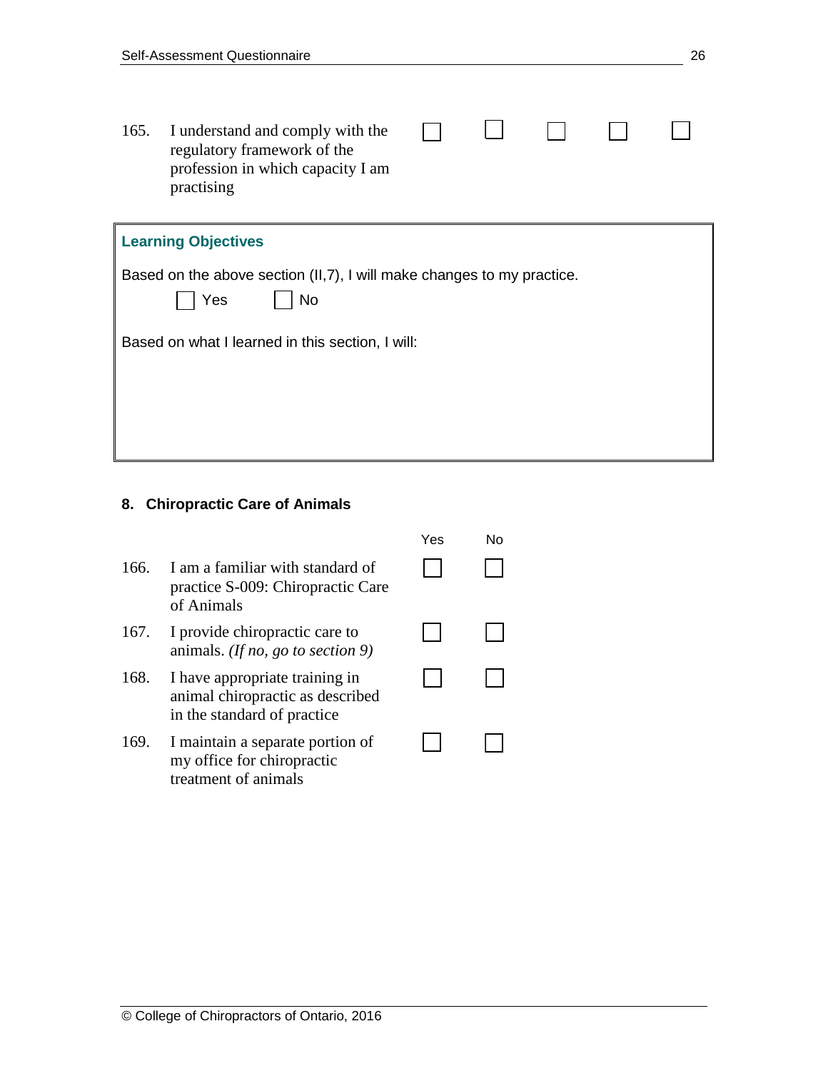| | | | | | | |
|---|---|---|---|---|---|---|
| 165. | I understand and comply with the regulatory framework of the profession in which capacity I am practising | ☐ | ☐ | ☐ | ☐ | ☐ |

**Learning Objectives**

Based on the above section (II,7), I will make changes to my practice.

☐ Yes ☐ No

Based on what I learned in this section, I will:

## 8. Chiropractic Care of Animals

| | | Yes | No |
|---|---|---|---|
| 166. | I am a familiar with standard of practice S-009: Chiropractic Care of Animals | ☐ | ☐ |
| 167. | I provide chiropractic care to animals. *(If no, go to section 9)* | ☐ | ☐ |
| 168. | I have appropriate training in animal chiropractic as described in the standard of practice | ☐ | ☐ |
| 169. | I maintain a separate portion of my office for chiropractic treatment of animals | ☐ | ☐ |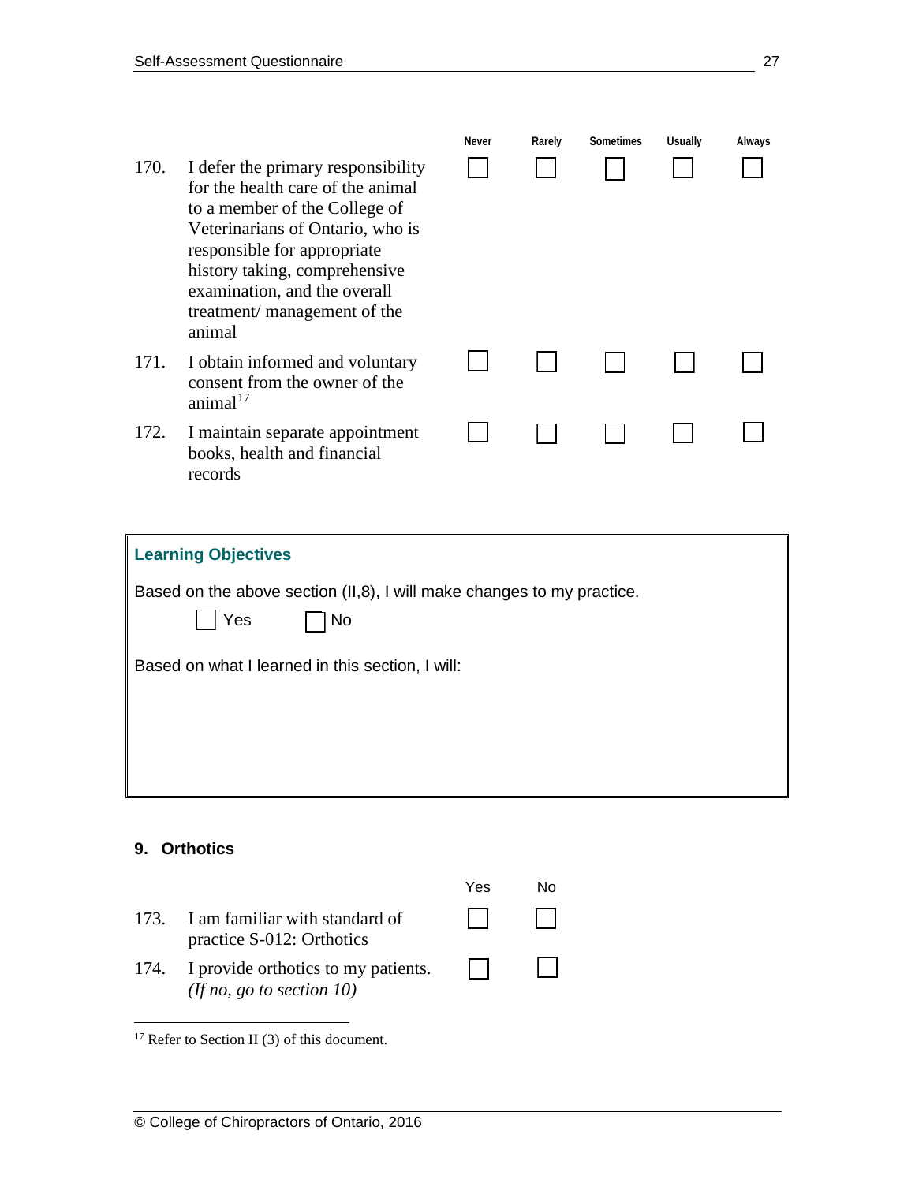| | | Never | Rarely | Sometimes | Usually | Always |
|---|---|---|---|---|---|---|
| 170. | I defer the primary responsibility for the health care of the animal to a member of the College of Veterinarians of Ontario, who is responsible for appropriate history taking, comprehensive examination, and the overall treatment/ management of the animal | ☐ | ☐ | ☐ | ☐ | ☐ |
| 171. | I obtain informed and voluntary consent from the owner of the animal[17] | ☐ | ☐ | ☐ | ☐ | ☐ |
| 172. | I maintain separate appointment books, health and financial records | ☐ | ☐ | ☐ | ☐ | ☐ |

**Learning Objectives**

Based on the above section (II,8), I will make changes to my practice.

☐ Yes ☐ No

Based on what I learned in this section, I will:

## 9. Orthotics

| | | Yes | No |
|---|---|---|---|
| 173. | I am familiar with standard of practice S-012: Orthotics | ☐ | ☐ |
| 174. | I provide orthotics to my patients. *(If no, go to section 10)* | ☐ | ☐ |

[17] Refer to Section II (3) of this document.

© College of Chiropractors of Ontario, 2016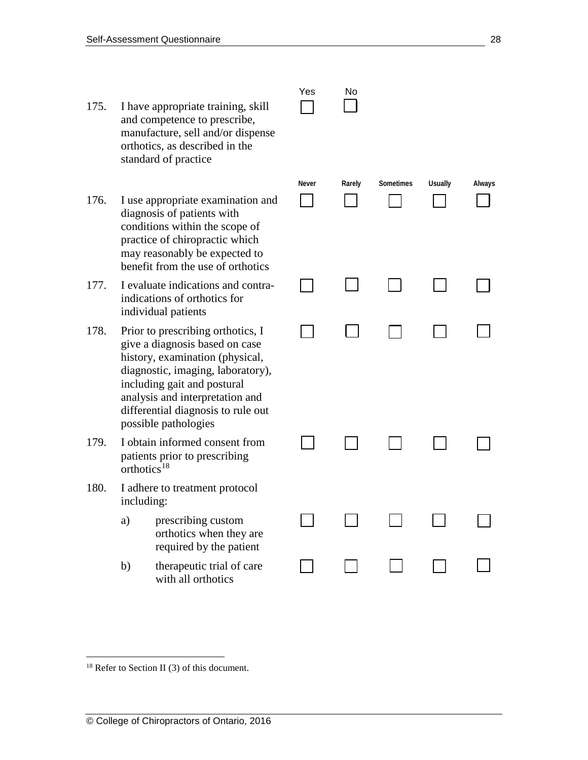| | | Yes | No | | | |
|---|---|---|---|---|---|---|
| 175. | I have appropriate training, skill and competence to prescribe, manufacture, sell and/or dispense orthotics, as described in the standard of practice | ☐ | ☐ | | | |

| | | Never | Rarely | Sometimes | Usually | Always |
|---|---|---|---|---|---|---|
| 176. | I use appropriate examination and diagnosis of patients with conditions within the scope of practice of chiropractic which may reasonably be expected to benefit from the use of orthotics | ☐ | ☐ | ☐ | ☐ | ☐ |
| 177. | I evaluate indications and contra-indications of orthotics for individual patients | ☐ | ☐ | ☐ | ☐ | ☐ |
| 178. | Prior to prescribing orthotics, I give a diagnosis based on case history, examination (physical, diagnostic, imaging, laboratory), including gait and postural analysis and interpretation and differential diagnosis to rule out possible pathologies | ☐ | ☐ | ☐ | ☐ | ☐ |
| 179. | I obtain informed consent from patients prior to prescribing orthotics[18] | ☐ | ☐ | ☐ | ☐ | ☐ |
| 180. | I adhere to treatment protocol including: | | | | | |
| | a) prescribing custom orthotics when they are required by the patient | ☐ | ☐ | ☐ | ☐ | ☐ |
| | b) therapeutic trial of care with all orthotics | ☐ | ☐ | ☐ | ☐ | ☐ |

[18] Refer to Section II (3) of this document.

© College of Chiropractors of Ontario, 2016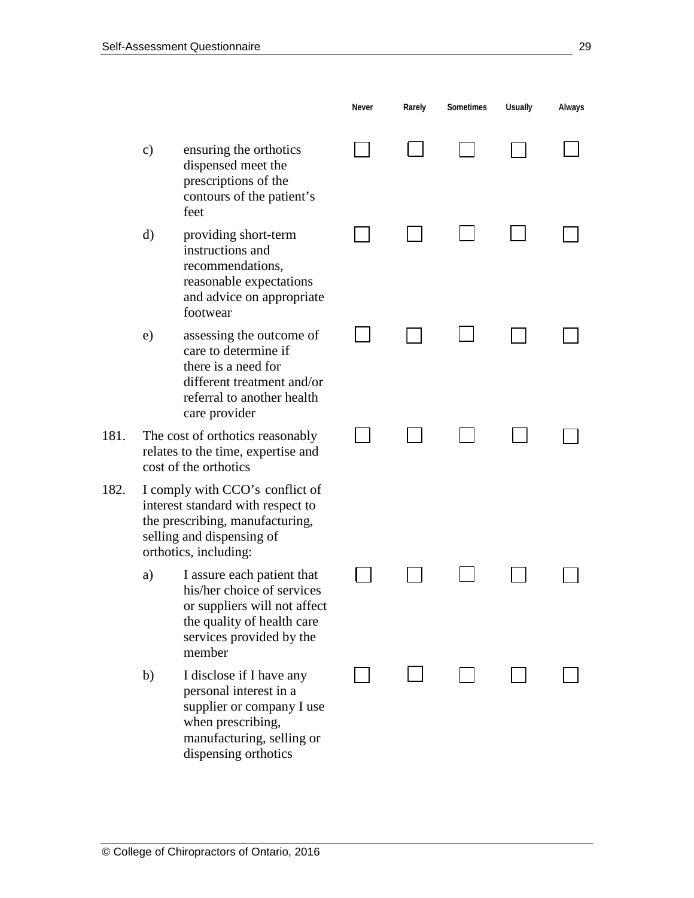| | | Never | Rarely | Sometimes | Usually | Always |
|---|---|---|---|---|---|---|
| | c) ensuring the orthotics dispensed meet the prescriptions of the contours of the patient’s feet | ☐ | ☐ | ☐ | ☐ | ☐ |
| | d) providing short-term instructions and recommendations, reasonable expectations and advice on appropriate footwear | ☐ | ☐ | ☐ | ☐ | ☐ |
| | e) assessing the outcome of care to determine if there is a need for different treatment and/or referral to another health care provider | ☐ | ☐ | ☐ | ☐ | ☐ |
| 181. | The cost of orthotics reasonably relates to the time, expertise and cost of the orthotics | ☐ | ☐ | ☐ | ☐ | ☐ |
| 182. | I comply with CCO’s conflict of interest standard with respect to the prescribing, manufacturing, selling and dispensing of orthotics, including: | | | | | |
| | a) I assure each patient that his/her choice of services or suppliers will not affect the quality of health care services provided by the member | ☐ | ☐ | ☐ | ☐ | ☐ |
| | b) I disclose if I have any personal interest in a supplier or company I use when prescribing, manufacturing, selling or dispensing orthotics | ☐ | ☐ | ☐ | ☐ | ☐ |

© College of Chiropractors of Ontario, 2016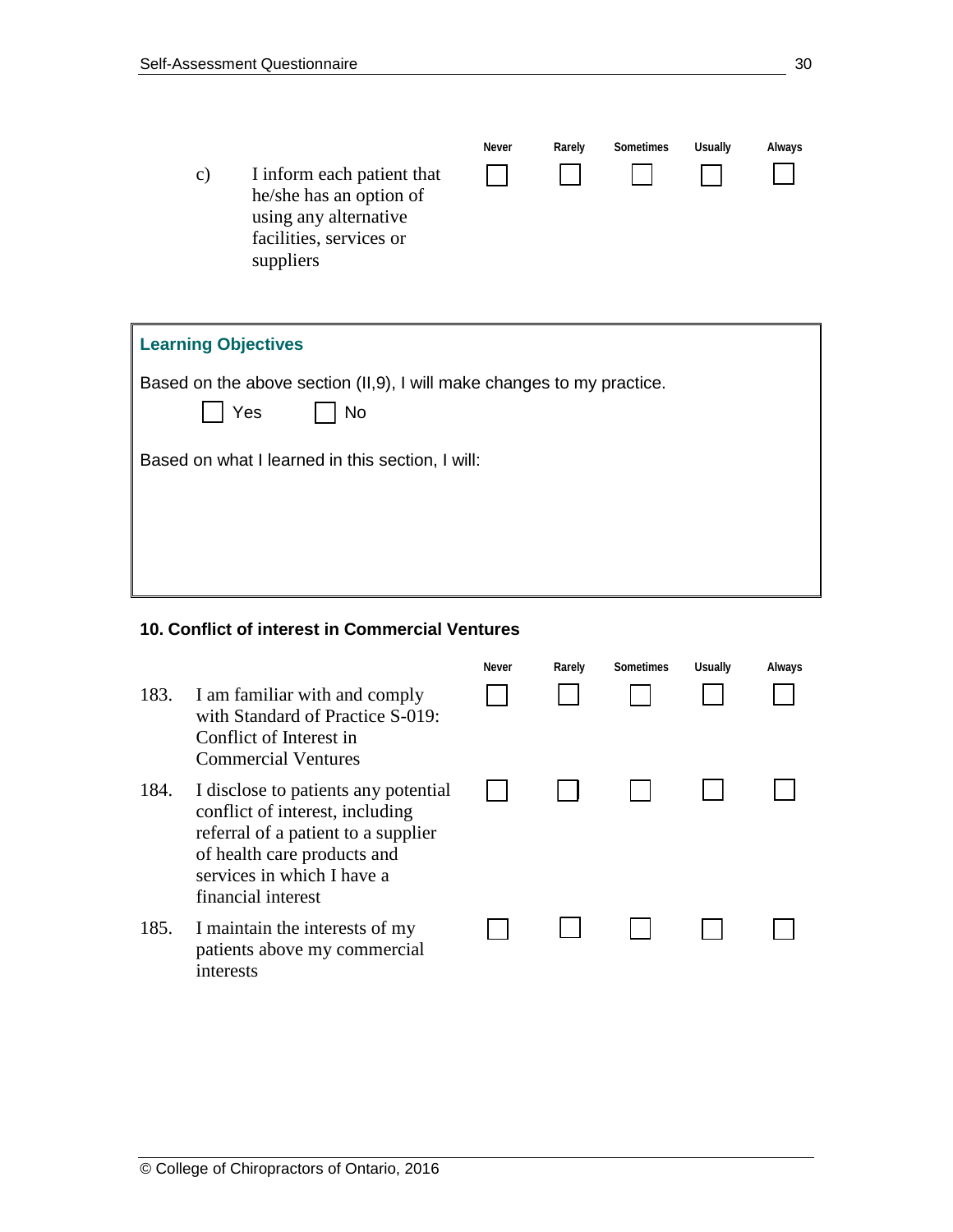| | | Never | Rarely | Sometimes | Usually | Always |
|---|---|---|---|---|---|---|
| c) | I inform each patient that he/she has an option of using any alternative facilities, services or suppliers | ☐ | ☐ | ☐ | ☐ | ☐ |

**Learning Objectives**

Based on the above section (II,9), I will make changes to my practice.

☐ Yes ☐ No

Based on what I learned in this section, I will:

### 10. Conflict of interest in Commercial Ventures

| | | Never | Rarely | Sometimes | Usually | Always |
|---|---|---|---|---|---|---|
| 183. | I am familiar with and comply with Standard of Practice S-019: Conflict of Interest in Commercial Ventures | ☐ | ☐ | ☐ | ☐ | ☐ |
| 184. | I disclose to patients any potential conflict of interest, including referral of a patient to a supplier of health care products and services in which I have a financial interest | ☐ | ☐ | ☐ | ☐ | ☐ |
| 185. | I maintain the interests of my patients above my commercial interests | ☐ | ☐ | ☐ | ☐ | ☐ |

© College of Chiropractors of Ontario, 2016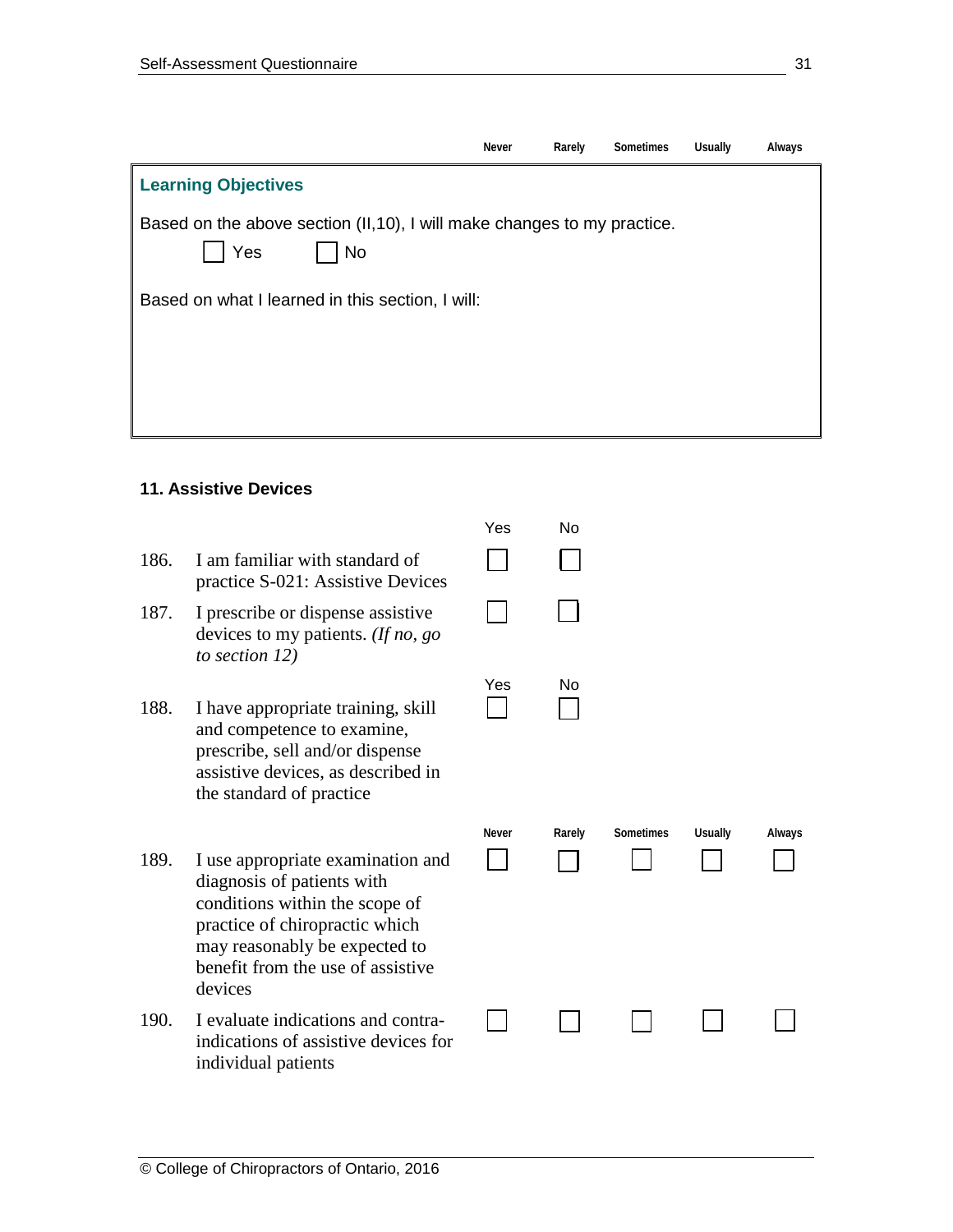| | Never | Rarely | Sometimes | Usually | Always |
|---|---|---|---|---|---|

**Learning Objectives**

Based on the above section (II,10), I will make changes to my practice.

☐ Yes ☐ No

Based on what I learned in this section, I will:

### 11. Assistive Devices

| | | Yes | No |
|---|---|---|---|
| 186. | I am familiar with standard of practice S-021: Assistive Devices | ☐ | ☐ |
| 187. | I prescribe or dispense assistive devices to my patients. *(If no, go to section 12)* | ☐ | ☐ |

| | | Yes | No |
|---|---|---|---|
| 188. | I have appropriate training, skill and competence to examine, prescribe, sell and/or dispense assistive devices, as described in the standard of practice | ☐ | ☐ |

| | | Never | Rarely | Sometimes | Usually | Always |
|---|---|---|---|---|---|---|
| 189. | I use appropriate examination and diagnosis of patients with conditions within the scope of practice of chiropractic which may reasonably be expected to benefit from the use of assistive devices | ☐ | ☐ | ☐ | ☐ | ☐ |
| 190. | I evaluate indications and contra-indications of assistive devices for individual patients | ☐ | ☐ | ☐ | ☐ | ☐ |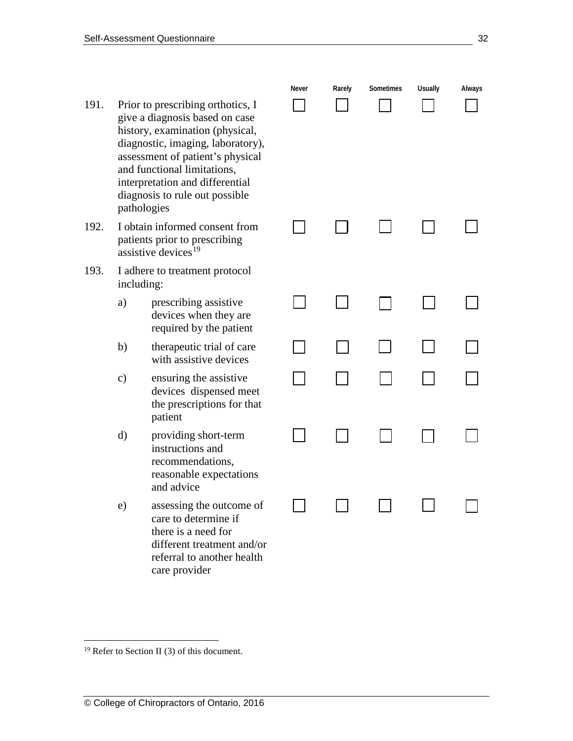| | | Never | Rarely | Sometimes | Usually | Always |
|---|---|---|---|---|---|---|
| 191. | Prior to prescribing orthotics, I give a diagnosis based on case history, examination (physical, diagnostic, imaging, laboratory), assessment of patient's physical and functional limitations, interpretation and differential diagnosis to rule out possible pathologies | ☐ | ☐ | ☐ | ☐ | ☐ |
| 192. | I obtain informed consent from patients prior to prescribing assistive devices[19] | ☐ | ☐ | ☐ | ☐ | ☐ |
| 193. | I adhere to treatment protocol including: | | | | | |
| | a) prescribing assistive devices when they are required by the patient | ☐ | ☐ | ☐ | ☐ | ☐ |
| | b) therapeutic trial of care with assistive devices | ☐ | ☐ | ☐ | ☐ | ☐ |
| | c) ensuring the assistive devices dispensed meet the prescriptions for that patient | ☐ | ☐ | ☐ | ☐ | ☐ |
| | d) providing short-term instructions and recommendations, reasonable expectations and advice | ☐ | ☐ | ☐ | ☐ | ☐ |
| | e) assessing the outcome of care to determine if there is a need for different treatment and/or referral to another health care provider | ☐ | ☐ | ☐ | ☐ | ☐ |

[19] Refer to Section II (3) of this document.

© College of Chiropractors of Ontario, 2016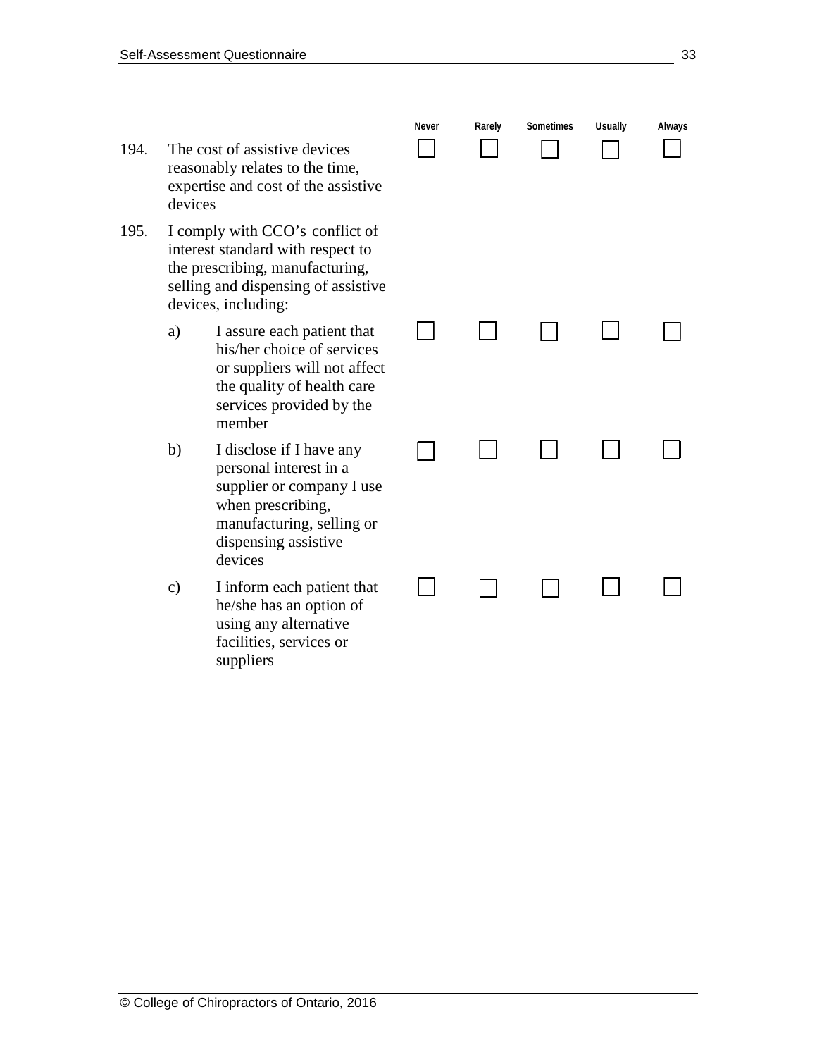| | | Never | Rarely | Sometimes | Usually | Always |
|---|---|---|---|---|---|---|
| 194. | The cost of assistive devices reasonably relates to the time, expertise and cost of the assistive devices | ☐ | ☐ | ☐ | ☐ | ☐ |
| 195. | I comply with CCO's conflict of interest standard with respect to the prescribing, manufacturing, selling and dispensing of assistive devices, including: | | | | | |
| | a) I assure each patient that his/her choice of services or suppliers will not affect the quality of health care services provided by the member | ☐ | ☐ | ☐ | ☐ | ☐ |
| | b) I disclose if I have any personal interest in a supplier or company I use when prescribing, manufacturing, selling or dispensing assistive devices | ☐ | ☐ | ☐ | ☐ | ☐ |
| | c) I inform each patient that he/she has an option of using any alternative facilities, services or suppliers | ☐ | ☐ | ☐ | ☐ | ☐ |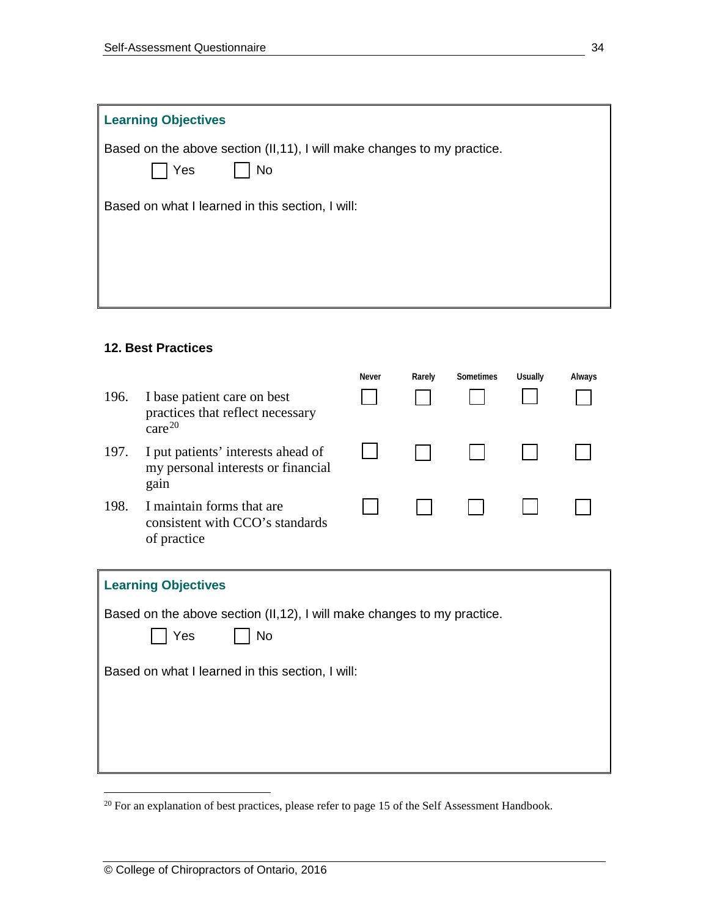**Learning Objectives**

Based on the above section (II,11), I will make changes to my practice.

☐ Yes ☐ No

Based on what I learned in this section, I will:

### 12. Best Practices

| | | Never | Rarely | Sometimes | Usually | Always |
|---|---|---|---|---|---|---|
| 196. | I base patient care on best practices that reflect necessary care[20] | ☐ | ☐ | ☐ | ☐ | ☐ |
| 197. | I put patients' interests ahead of my personal interests or financial gain | ☐ | ☐ | ☐ | ☐ | ☐ |
| 198. | I maintain forms that are consistent with CCO's standards of practice | ☐ | ☐ | ☐ | ☐ | ☐ |

**Learning Objectives**

Based on the above section (II,12), I will make changes to my practice.

☐ Yes ☐ No

Based on what I learned in this section, I will:

[20] For an explanation of best practices, please refer to page 15 of the Self Assessment Handbook.

© College of Chiropractors of Ontario, 2016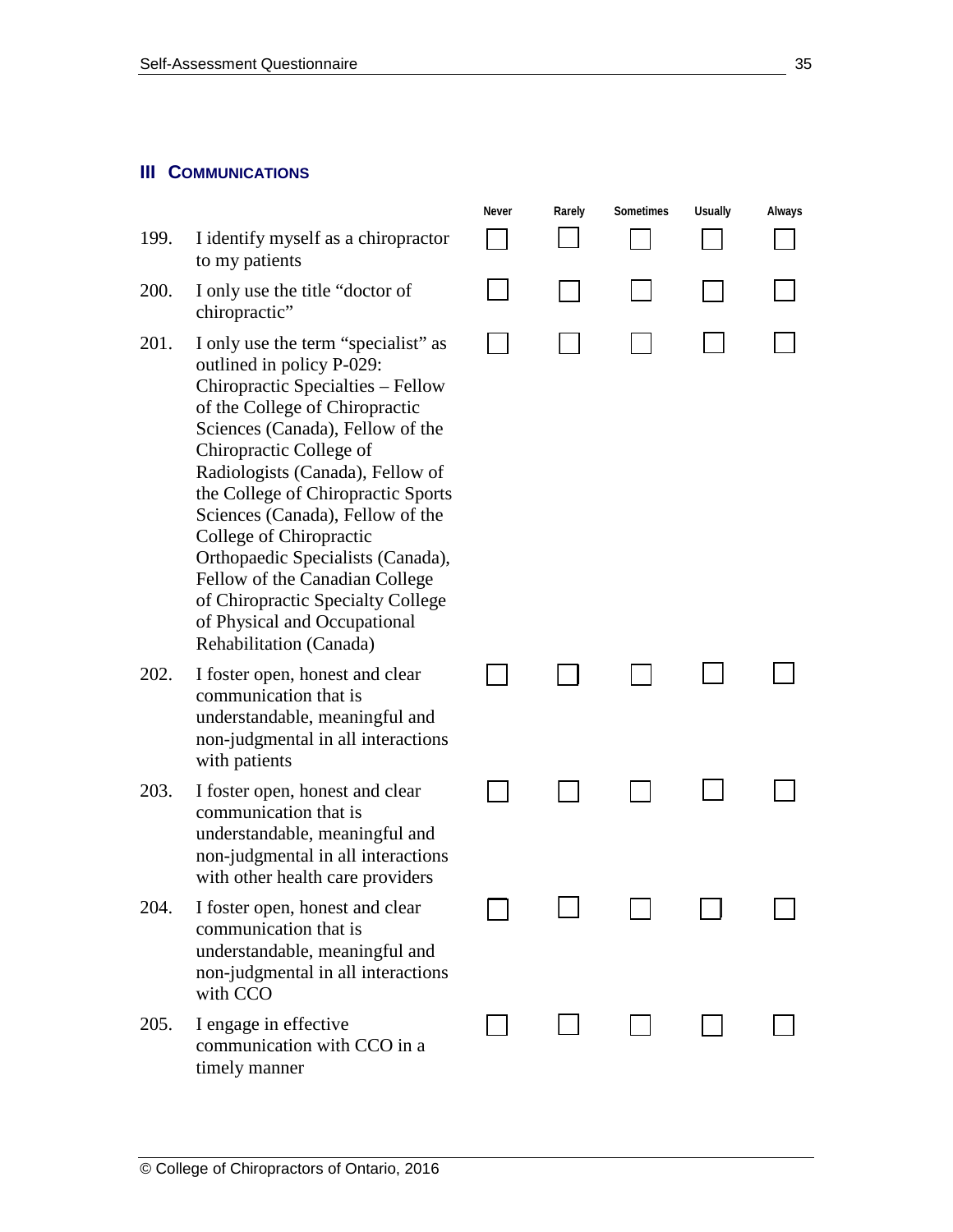## III COMMUNICATIONS

| | | Never | Rarely | Sometimes | Usually | Always |
|---|---|---|---|---|---|---|
| 199. | I identify myself as a chiropractor to my patients | ☐ | ☐ | ☐ | ☐ | ☐ |
| 200. | I only use the title "doctor of chiropractic" | ☐ | ☐ | ☐ | ☐ | ☐ |
| 201. | I only use the term "specialist" as outlined in policy P-029: Chiropractic Specialties – Fellow of the College of Chiropractic Sciences (Canada), Fellow of the Chiropractic College of Radiologists (Canada), Fellow of the College of Chiropractic Sports Sciences (Canada), Fellow of the College of Chiropractic Orthopaedic Specialists (Canada), Fellow of the Canadian College of Chiropractic Specialty College of Physical and Occupational Rehabilitation (Canada) | ☐ | ☐ | ☐ | ☐ | ☐ |
| 202. | I foster open, honest and clear communication that is understandable, meaningful and non-judgmental in all interactions with patients | ☐ | ☐ | ☐ | ☐ | ☐ |
| 203. | I foster open, honest and clear communication that is understandable, meaningful and non-judgmental in all interactions with other health care providers | ☐ | ☐ | ☐ | ☐ | ☐ |
| 204. | I foster open, honest and clear communication that is understandable, meaningful and non-judgmental in all interactions with CCO | ☐ | ☐ | ☐ | ☐ | ☐ |
| 205. | I engage in effective communication with CCO in a timely manner | ☐ | ☐ | ☐ | ☐ | ☐ |

© College of Chiropractors of Ontario, 2016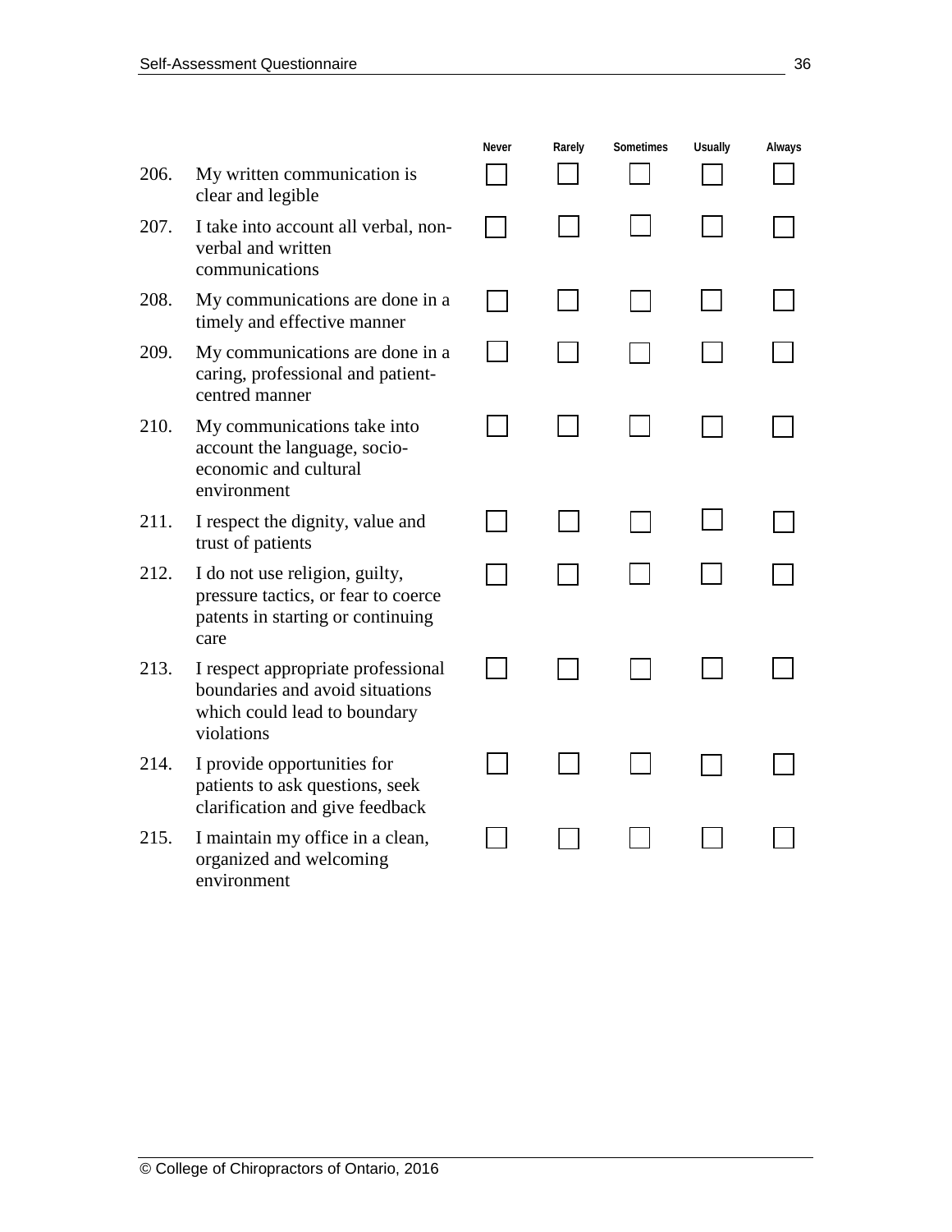| | | Never | Rarely | Sometimes | Usually | Always |
|---|---|---|---|---|---|---|
| 206. | My written communication is clear and legible | ☐ | ☐ | ☐ | ☐ | ☐ |
| 207. | I take into account all verbal, non-verbal and written communications | ☐ | ☐ | ☐ | ☐ | ☐ |
| 208. | My communications are done in a timely and effective manner | ☐ | ☐ | ☐ | ☐ | ☐ |
| 209. | My communications are done in a caring, professional and patient-centred manner | ☐ | ☐ | ☐ | ☐ | ☐ |
| 210. | My communications take into account the language, socio-economic and cultural environment | ☐ | ☐ | ☐ | ☐ | ☐ |
| 211. | I respect the dignity, value and trust of patients | ☐ | ☐ | ☐ | ☐ | ☐ |
| 212. | I do not use religion, guilty, pressure tactics, or fear to coerce patents in starting or continuing care | ☐ | ☐ | ☐ | ☐ | ☐ |
| 213. | I respect appropriate professional boundaries and avoid situations which could lead to boundary violations | ☐ | ☐ | ☐ | ☐ | ☐ |
| 214. | I provide opportunities for patients to ask questions, seek clarification and give feedback | ☐ | ☐ | ☐ | ☐ | ☐ |
| 215. | I maintain my office in a clean, organized and welcoming environment | ☐ | ☐ | ☐ | ☐ | ☐ |

© College of Chiropractors of Ontario, 2016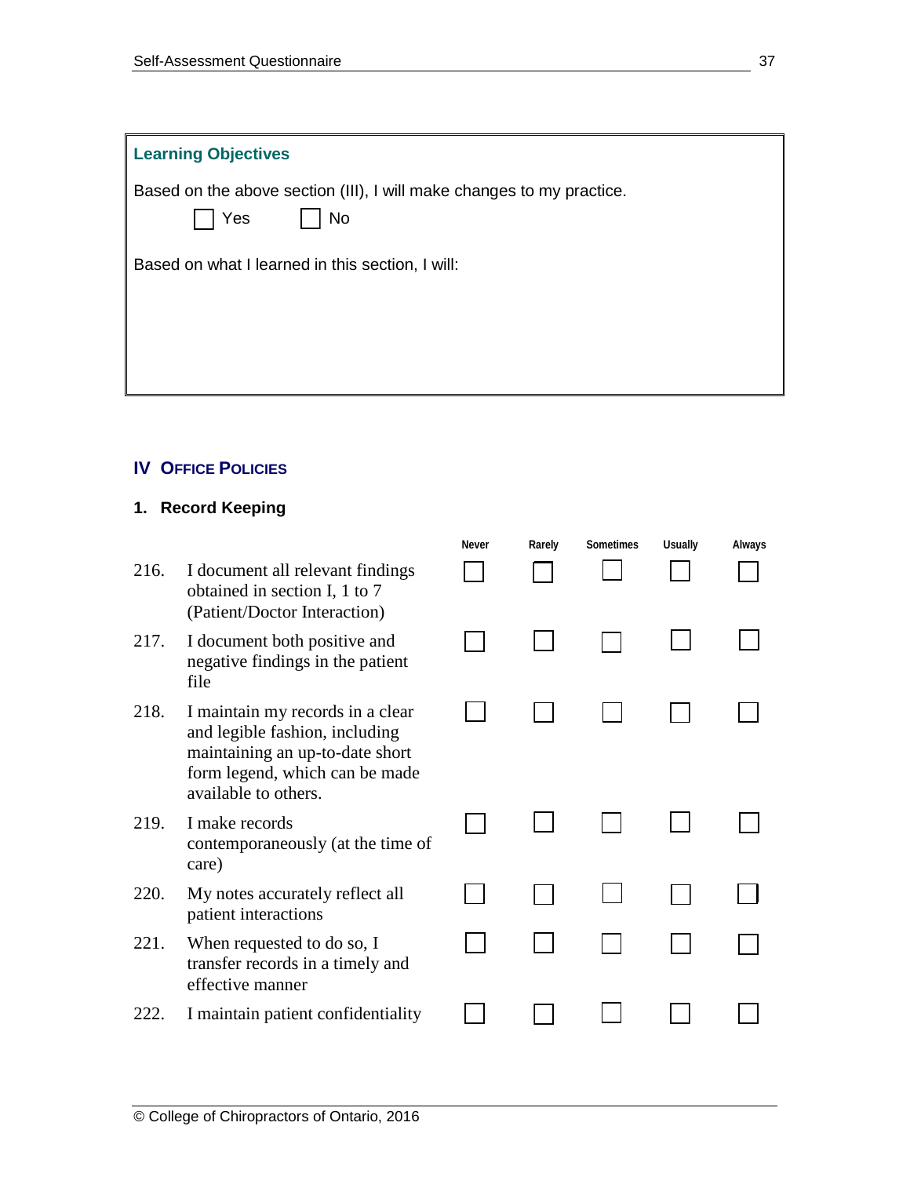**Learning Objectives**

Based on the above section (III), I will make changes to my practice.

☐ Yes ☐ No

Based on what I learned in this section, I will:

## IV OFFICE POLICIES

### 1. Record Keeping

| | | Never | Rarely | Sometimes | Usually | Always |
|---|---|---|---|---|---|---|
| 216. | I document all relevant findings obtained in section I, 1 to 7 (Patient/Doctor Interaction) | ☐ | ☐ | ☐ | ☐ | ☐ |
| 217. | I document both positive and negative findings in the patient file | ☐ | ☐ | ☐ | ☐ | ☐ |
| 218. | I maintain my records in a clear and legible fashion, including maintaining an up-to-date short form legend, which can be made available to others. | ☐ | ☐ | ☐ | ☐ | ☐ |
| 219. | I make records contemporaneously (at the time of care) | ☐ | ☐ | ☐ | ☐ | ☐ |
| 220. | My notes accurately reflect all patient interactions | ☐ | ☐ | ☐ | ☐ | ☐ |
| 221. | When requested to do so, I transfer records in a timely and effective manner | ☐ | ☐ | ☐ | ☐ | ☐ |
| 222. | I maintain patient confidentiality | ☐ | ☐ | ☐ | ☐ | ☐ |

© College of Chiropractors of Ontario, 2016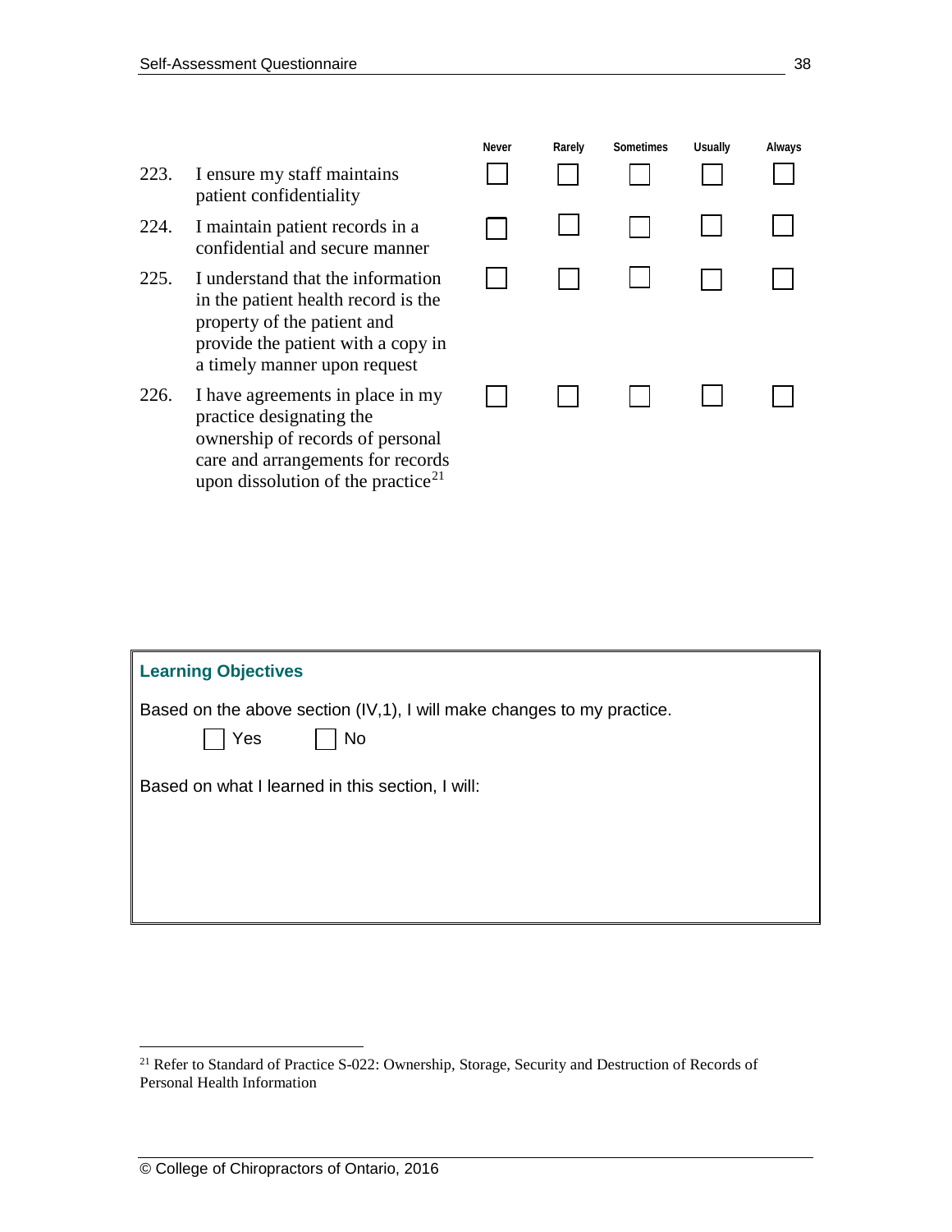| | | Never | Rarely | Sometimes | Usually | Always |
|---|---|---|---|---|---|---|
| 223. | I ensure my staff maintains patient confidentiality | ☐ | ☐ | ☐ | ☐ | ☐ |
| 224. | I maintain patient records in a confidential and secure manner | ☐ | ☐ | ☐ | ☐ | ☐ |
| 225. | I understand that the information in the patient health record is the property of the patient and provide the patient with a copy in a timely manner upon request | ☐ | ☐ | ☐ | ☐ | ☐ |
| 226. | I have agreements in place in my practice designating the ownership of records of personal care and arrangements for records upon dissolution of the practice[21] | ☐ | ☐ | ☐ | ☐ | ☐ |

**Learning Objectives**

Based on the above section (IV,1), I will make changes to my practice.

☐ Yes ☐ No

Based on what I learned in this section, I will:

---

[21] Refer to Standard of Practice S-022: Ownership, Storage, Security and Destruction of Records of Personal Health Information

© College of Chiropractors of Ontario, 2016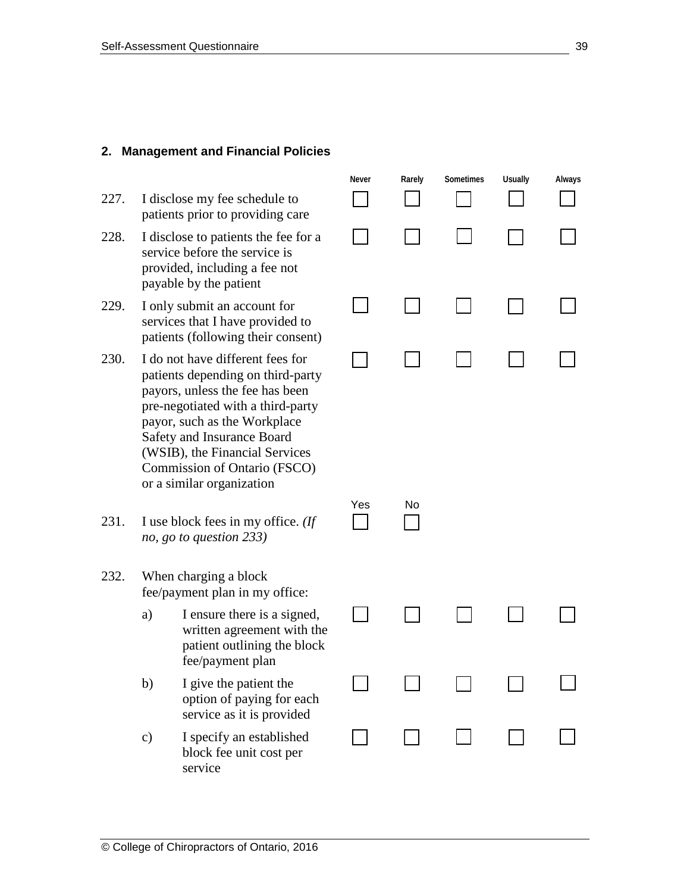## 2. Management and Financial Policies

| | | Never | Rarely | Sometimes | Usually | Always |
|---|---|---|---|---|---|---|
| 227. | I disclose my fee schedule to patients prior to providing care | ☐ | ☐ | ☐ | ☐ | ☐ |
| 228. | I disclose to patients the fee for a service before the service is provided, including a fee not payable by the patient | ☐ | ☐ | ☐ | ☐ | ☐ |
| 229. | I only submit an account for services that I have provided to patients (following their consent) | ☐ | ☐ | ☐ | ☐ | ☐ |
| 230. | I do not have different fees for patients depending on third-party payors, unless the fee has been pre-negotiated with a third-party payor, such as the Workplace Safety and Insurance Board (WSIB), the Financial Services Commission of Ontario (FSCO) or a similar organization | ☐ | ☐ | ☐ | ☐ | ☐ |

| | | Yes | No |
|---|---|---|---|
| 231. | I use block fees in my office. *(If no, go to question 233)* | ☐ | ☐ |

232. When charging a block fee/payment plan in my office:

| | | Never | Rarely | Sometimes | Usually | Always |
|---|---|---|---|---|---|---|
| a) | I ensure there is a signed, written agreement with the patient outlining the block fee/payment plan | ☐ | ☐ | ☐ | ☐ | ☐ |
| b) | I give the patient the option of paying for each service as it is provided | ☐ | ☐ | ☐ | ☐ | ☐ |
| c) | I specify an established block fee unit cost per service | ☐ | ☐ | ☐ | ☐ | ☐ |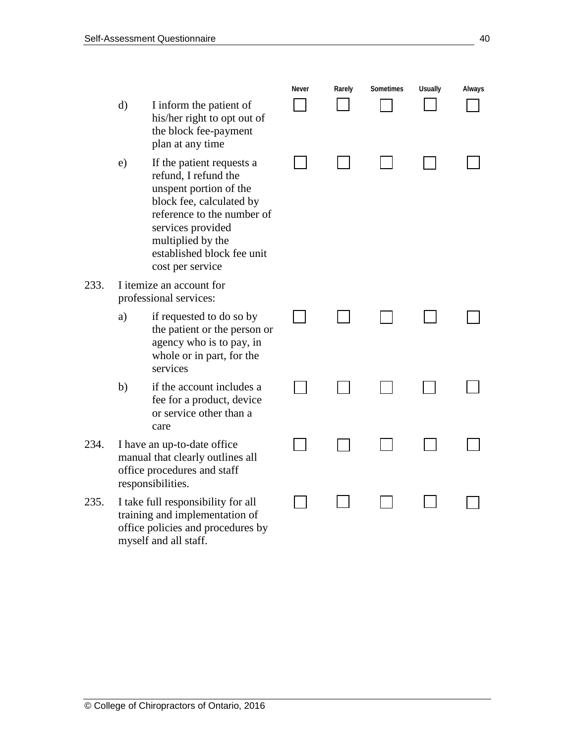| | Never | Rarely | Sometimes | Usually | Always |
|---|---|---|---|---|---|
| d) I inform the patient of his/her right to opt out of the block fee-payment plan at any time | ☐ | ☐ | ☐ | ☐ | ☐ |
| e) If the patient requests a refund, I refund the unspent portion of the block fee, calculated by reference to the number of services provided multiplied by the established block fee unit cost per service | ☐ | ☐ | ☐ | ☐ | ☐ |
| 233. I itemize an account for professional services: | | | | | |
| a) if requested to do so by the patient or the person or agency who is to pay, in whole or in part, for the services | ☐ | ☐ | ☐ | ☐ | ☐ |
| b) if the account includes a fee for a product, device or service other than a care | ☐ | ☐ | ☐ | ☐ | ☐ |
| 234. I have an up-to-date office manual that clearly outlines all office procedures and staff responsibilities. | ☐ | ☐ | ☐ | ☐ | ☐ |
| 235. I take full responsibility for all training and implementation of office policies and procedures by myself and all staff. | ☐ | ☐ | ☐ | ☐ | ☐ |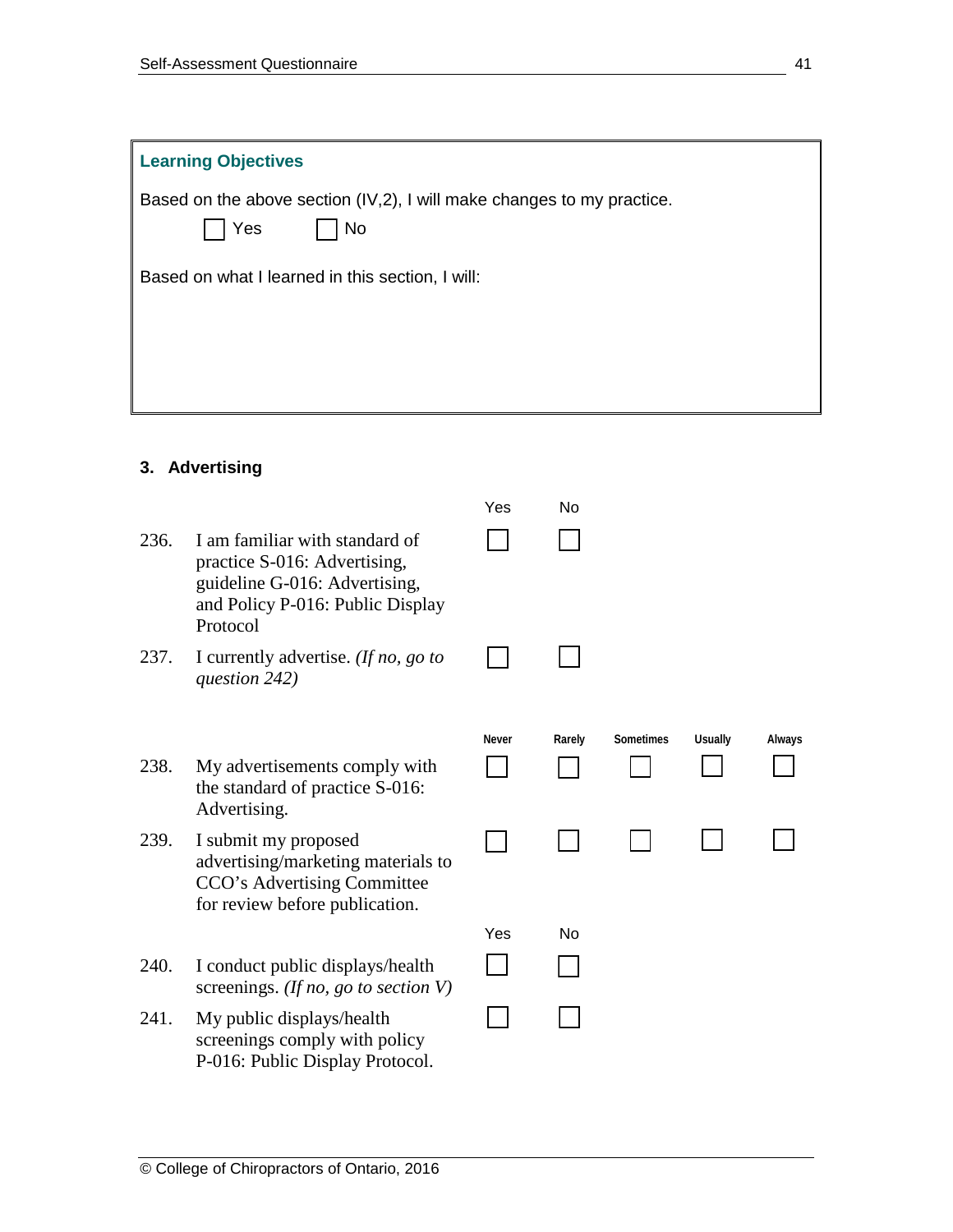**Learning Objectives**

Based on the above section (IV,2), I will make changes to my practice.

☐ Yes ☐ No

Based on what I learned in this section, I will:

### 3. Advertising

| | | Yes | No |
|---|---|---|---|
| 236. | I am familiar with standard of practice S-016: Advertising, guideline G-016: Advertising, and Policy P-016: Public Display Protocol | ☐ | ☐ |
| 237. | I currently advertise. *(If no, go to question 242)* | ☐ | ☐ |

| | | Never | Rarely | Sometimes | Usually | Always |
|---|---|---|---|---|---|---|
| 238. | My advertisements comply with the standard of practice S-016: Advertising. | ☐ | ☐ | ☐ | ☐ | ☐ |
| 239. | I submit my proposed advertising/marketing materials to CCO's Advertising Committee for review before publication. | ☐ | ☐ | ☐ | ☐ | ☐ |

| | | Yes | No |
|---|---|---|---|
| 240. | I conduct public displays/health screenings. *(If no, go to section V)* | ☐ | ☐ |
| 241. | My public displays/health screenings comply with policy P-016: Public Display Protocol. | ☐ | ☐ |

© College of Chiropractors of Ontario, 2016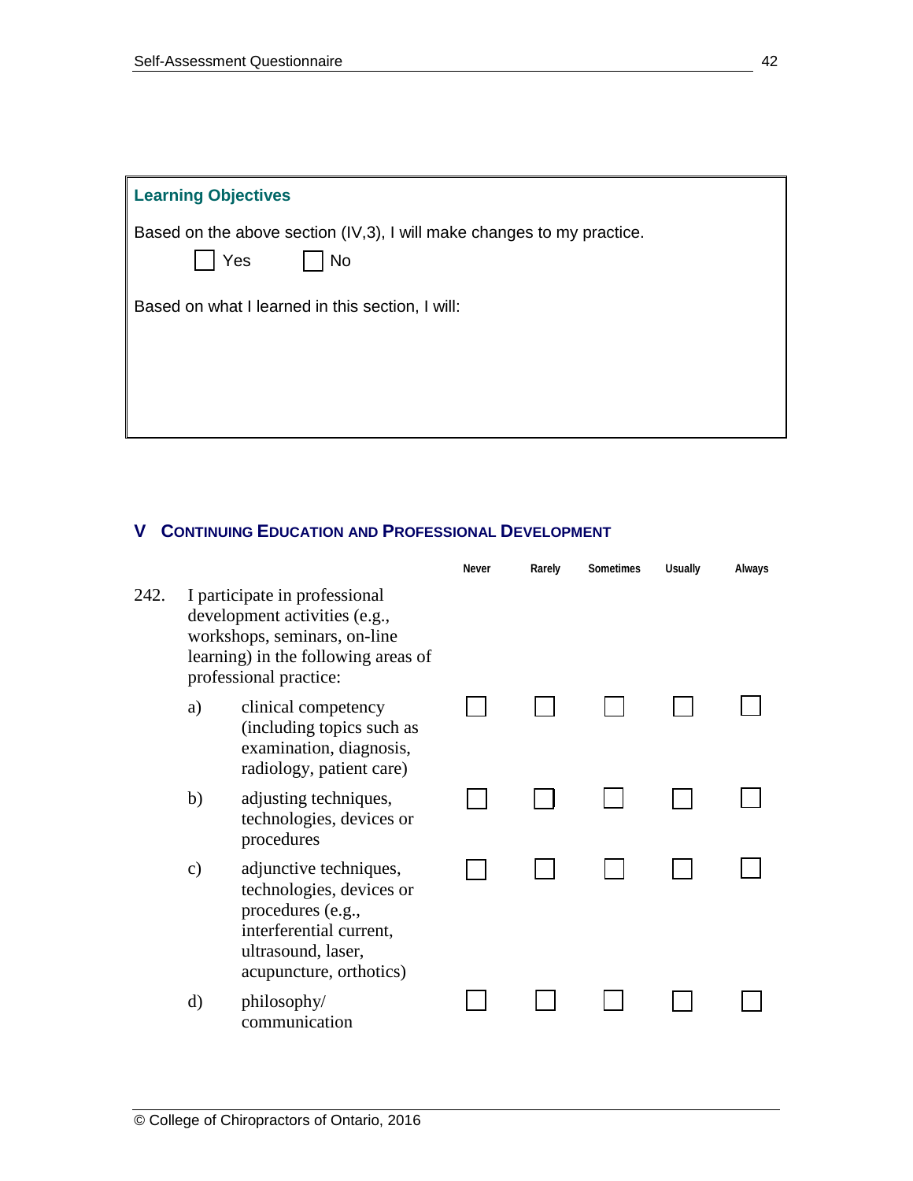**Learning Objectives**

Based on the above section (IV,3), I will make changes to my practice.

☐ Yes ☐ No

Based on what I learned in this section, I will:

## V CONTINUING EDUCATION AND PROFESSIONAL DEVELOPMENT

| | | Never | Rarely | Sometimes | Usually | Always |
|---|---|---|---|---|---|---|
| 242. | I participate in professional development activities (e.g., workshops, seminars, on-line learning) in the following areas of professional practice: | | | | | |
| a) | clinical competency (including topics such as examination, diagnosis, radiology, patient care) | ☐ | ☐ | ☐ | ☐ | ☐ |
| b) | adjusting techniques, technologies, devices or procedures | ☐ | ☐ | ☐ | ☐ | ☐ |
| c) | adjunctive techniques, technologies, devices or procedures (e.g., interferential current, ultrasound, laser, acupuncture, orthotics) | ☐ | ☐ | ☐ | ☐ | ☐ |
| d) | philosophy/ communication | ☐ | ☐ | ☐ | ☐ | ☐ |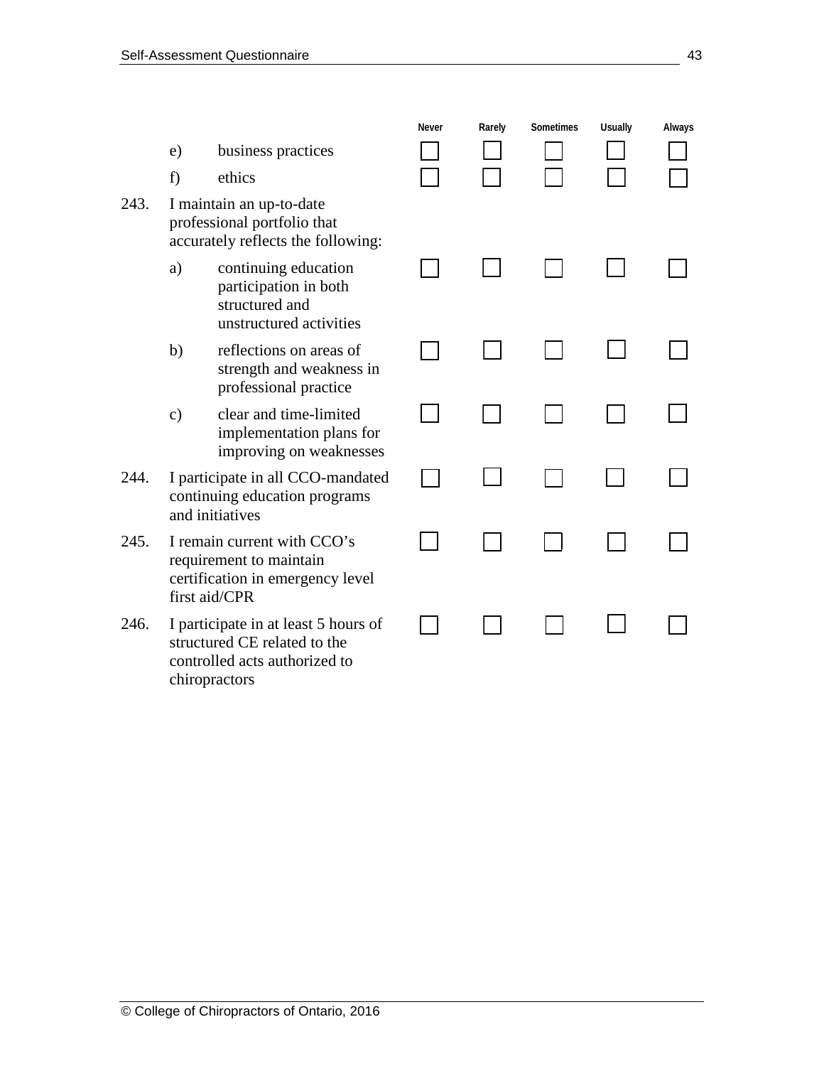| | | Never | Rarely | Sometimes | Usually | Always |
|---|---|---|---|---|---|---|
| | e) business practices | ☐ | ☐ | ☐ | ☐ | ☐ |
| | f) ethics | ☐ | ☐ | ☐ | ☐ | ☐ |
| 243. | I maintain an up-to-date professional portfolio that accurately reflects the following: | | | | | |
| | a) continuing education participation in both structured and unstructured activities | ☐ | ☐ | ☐ | ☐ | ☐ |
| | b) reflections on areas of strength and weakness in professional practice | ☐ | ☐ | ☐ | ☐ | ☐ |
| | c) clear and time-limited implementation plans for improving on weaknesses | ☐ | ☐ | ☐ | ☐ | ☐ |
| 244. | I participate in all CCO-mandated continuing education programs and initiatives | ☐ | ☐ | ☐ | ☐ | ☐ |
| 245. | I remain current with CCO's requirement to maintain certification in emergency level first aid/CPR | ☐ | ☐ | ☐ | ☐ | ☐ |
| 246. | I participate in at least 5 hours of structured CE related to the controlled acts authorized to chiropractors | ☐ | ☐ | ☐ | ☐ | ☐ |

© College of Chiropractors of Ontario, 2016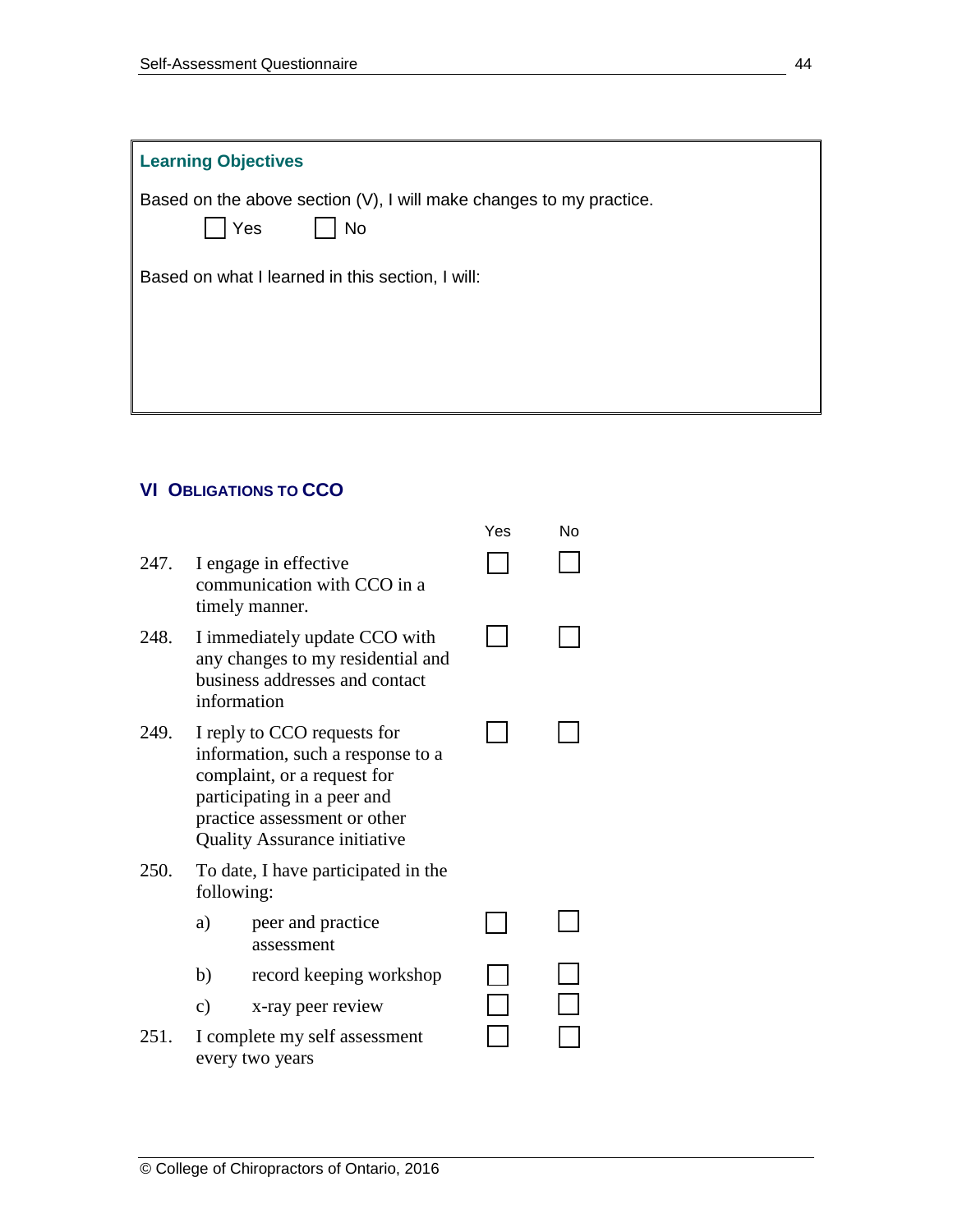### Learning Objectives

Based on the above section (V), I will make changes to my practice.

☐ Yes ☐ No

Based on what I learned in this section, I will:

## VI OBLIGATIONS TO CCO

| | | Yes | No |
|---|---|---|---|
| 247. | I engage in effective communication with CCO in a timely manner. | ☐ | ☐ |
| 248. | I immediately update CCO with any changes to my residential and business addresses and contact information | ☐ | ☐ |
| 249. | I reply to CCO requests for information, such a response to a complaint, or a request for participating in a peer and practice assessment or other Quality Assurance initiative | ☐ | ☐ |
| 250. | To date, I have participated in the following: | | |
| | a) peer and practice assessment | ☐ | ☐ |
| | b) record keeping workshop | ☐ | ☐ |
| | c) x-ray peer review | ☐ | ☐ |
| 251. | I complete my self assessment every two years | ☐ | ☐ |

© College of Chiropractors of Ontario, 2016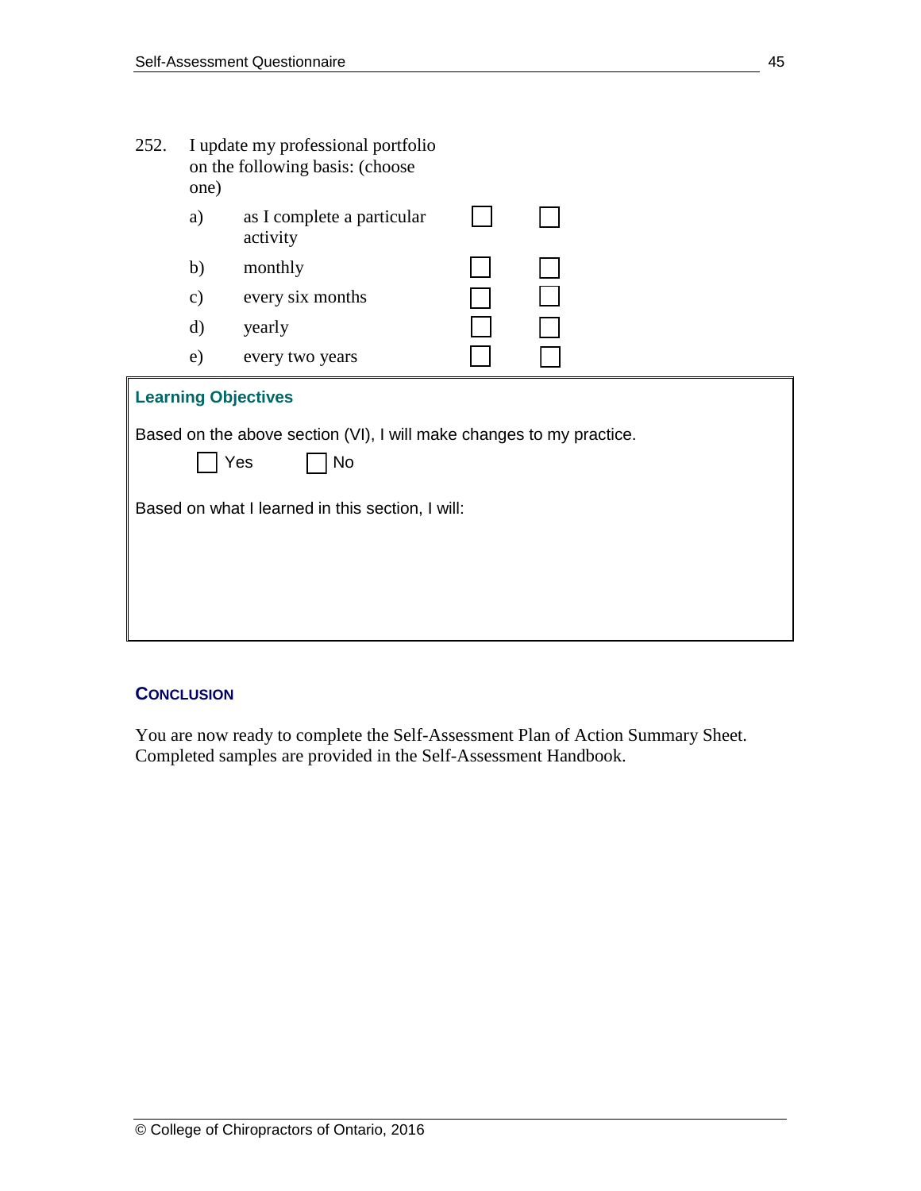252. I update my professional portfolio on the following basis: (choose one)

| | | | |
|---|---|---|---|
| a) | as I complete a particular activity | ☐ | ☐ |
| b) | monthly | ☐ | ☐ |
| c) | every six months | ☐ | ☐ |
| d) | yearly | ☐ | ☐ |
| e) | every two years | ☐ | ☐ |

**Learning Objectives**

Based on the above section (VI), I will make changes to my practice.

☐ Yes ☐ No

Based on what I learned in this section, I will:

## Conclusion

You are now ready to complete the Self-Assessment Plan of Action Summary Sheet. Completed samples are provided in the Self-Assessment Handbook.

© College of Chiropractors of Ontario, 2016